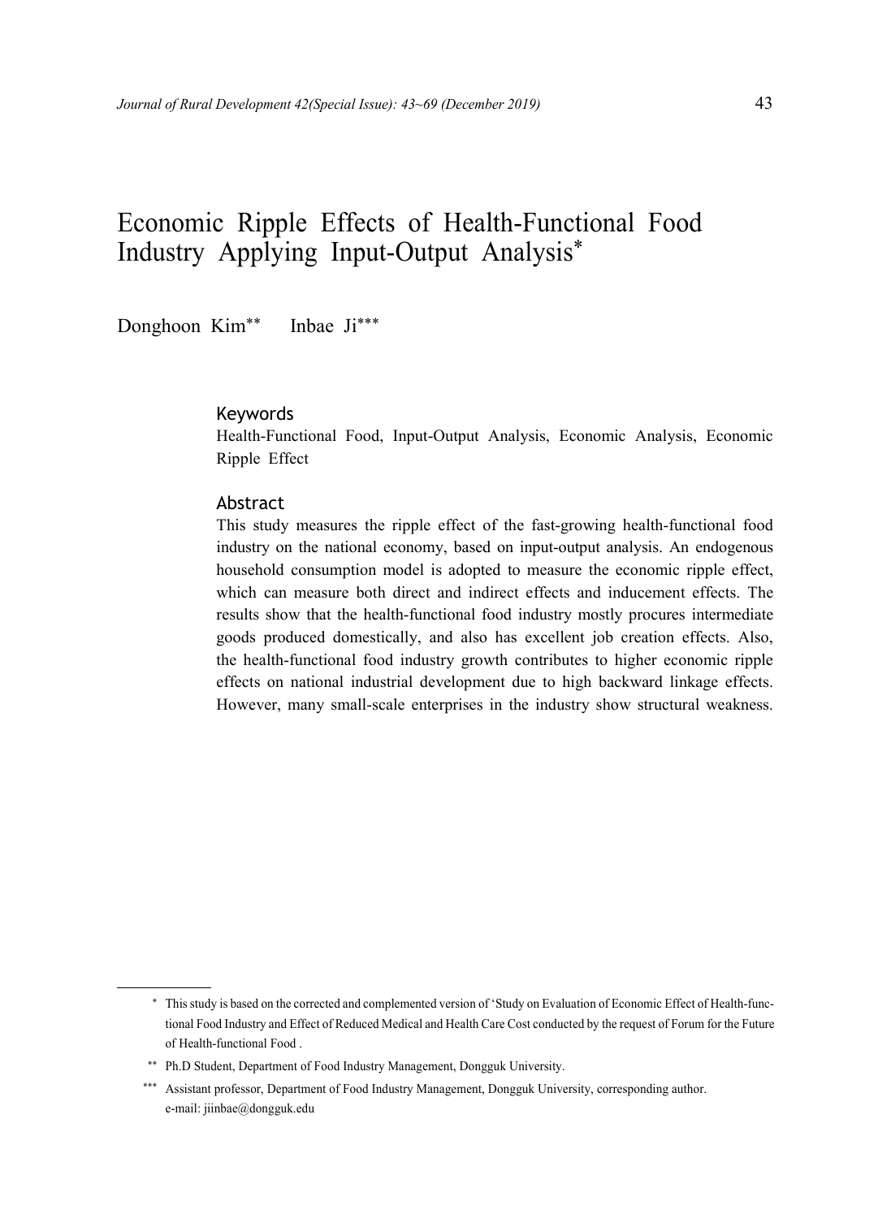# Economic Ripple Effects of Health-Functional Food Industry Applying Input-Output Analysis*

Donghoon Kim** Inbae Ji***

### Keywords

Health-Functional Food, Input-Output Analysis, Economic Analysis, Economic Ripple Effect

### Abstract

This study measures the ripple effect of the fast-growing health-functional food industry on the national economy, based on input-output analysis. An endogenous household consumption model is adopted to measure the economic ripple effect, which can measure both direct and indirect effects and inducement effects. The results show that the health-functional food industry mostly procures intermediate goods produced domestically, and also has excellent job creation effects. Also, the health-functional food industry growth contributes to higher economic ripple effects on national industrial development due to high backward linkage effects. However, many small-scale enterprises in the industry show structural weakness.

---

\* This study is based on the corrected and complemented version of 'Study on Evaluation of Economic Effect of Health-functional Food Industry and Effect of Reduced Medical and Health Care Cost conducted by the request of Forum for the Future of Health-functional Food .

\*\* Ph.D Student, Department of Food Industry Management, Dongguk University.

\*\*\* Assistant professor, Department of Food Industry Management, Dongguk University, corresponding author. e-mail: jiinbae@dongguk.edu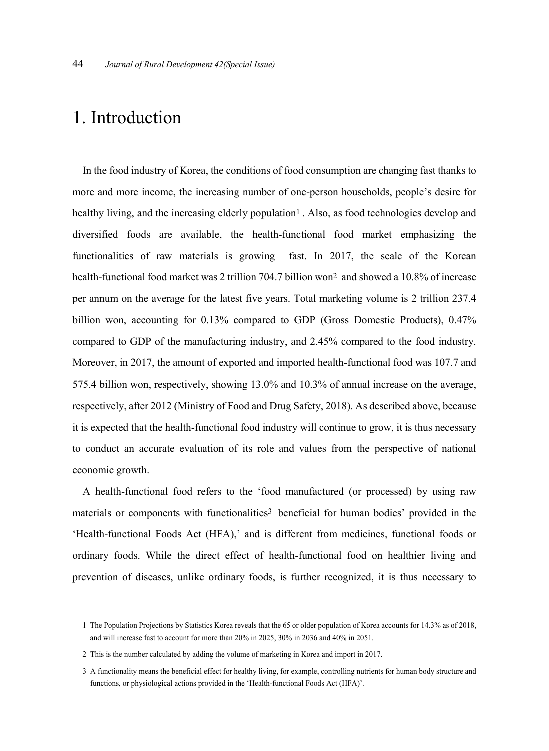# 1. Introduction

In the food industry of Korea, the conditions of food consumption are changing fast thanks to more and more income, the increasing number of one-person households, people's desire for healthy living, and the increasing elderly population[1]. Also, as food technologies develop and diversified foods are available, the health-functional food market emphasizing the functionalities of raw materials is growing fast. In 2017, the scale of the Korean health-functional food market was 2 trillion 704.7 billion won[2] and showed a 10.8% of increase per annum on the average for the latest five years. Total marketing volume is 2 trillion 237.4 billion won, accounting for 0.13% compared to GDP (Gross Domestic Products), 0.47% compared to GDP of the manufacturing industry, and 2.45% compared to the food industry. Moreover, in 2017, the amount of exported and imported health-functional food was 107.7 and 575.4 billion won, respectively, showing 13.0% and 10.3% of annual increase on the average, respectively, after 2012 (Ministry of Food and Drug Safety, 2018). As described above, because it is expected that the health-functional food industry will continue to grow, it is thus necessary to conduct an accurate evaluation of its role and values from the perspective of national economic growth.

A health-functional food refers to the 'food manufactured (or processed) by using raw materials or components with functionalities[3] beneficial for human bodies' provided in the 'Health-functional Foods Act (HFA),' and is different from medicines, functional foods or ordinary foods. While the direct effect of health-functional food on healthier living and prevention of diseases, unlike ordinary foods, is further recognized, it is thus necessary to

---

1 The Population Projections by Statistics Korea reveals that the 65 or older population of Korea accounts for 14.3% as of 2018, and will increase fast to account for more than 20% in 2025, 30% in 2036 and 40% in 2051.

2 This is the number calculated by adding the volume of marketing in Korea and import in 2017.

3 A functionality means the beneficial effect for healthy living, for example, controlling nutrients for human body structure and functions, or physiological actions provided in the 'Health-functional Foods Act (HFA)'.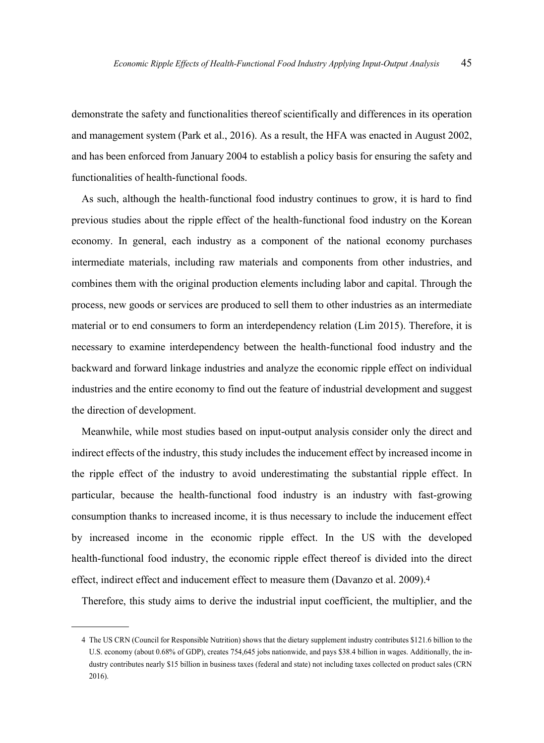demonstrate the safety and functionalities thereof scientifically and differences in its operation and management system (Park et al., 2016). As a result, the HFA was enacted in August 2002, and has been enforced from January 2004 to establish a policy basis for ensuring the safety and functionalities of health-functional foods.

As such, although the health-functional food industry continues to grow, it is hard to find previous studies about the ripple effect of the health-functional food industry on the Korean economy. In general, each industry as a component of the national economy purchases intermediate materials, including raw materials and components from other industries, and combines them with the original production elements including labor and capital. Through the process, new goods or services are produced to sell them to other industries as an intermediate material or to end consumers to form an interdependency relation (Lim 2015). Therefore, it is necessary to examine interdependency between the health-functional food industry and the backward and forward linkage industries and analyze the economic ripple effect on individual industries and the entire economy to find out the feature of industrial development and suggest the direction of development.

Meanwhile, while most studies based on input-output analysis consider only the direct and indirect effects of the industry, this study includes the inducement effect by increased income in the ripple effect of the industry to avoid underestimating the substantial ripple effect. In particular, because the health-functional food industry is an industry with fast-growing consumption thanks to increased income, it is thus necessary to include the inducement effect by increased income in the economic ripple effect. In the US with the developed health-functional food industry, the economic ripple effect thereof is divided into the direct effect, indirect effect and inducement effect to measure them (Davanzo et al. 2009).[4]

Therefore, this study aims to derive the industrial input coefficient, the multiplier, and the

---

4 The US CRN (Council for Responsible Nutrition) shows that the dietary supplement industry contributes $121.6 billion to the U.S. economy (about 0.68% of GDP), creates 754,645 jobs nationwide, and pays $38.4 billion in wages. Additionally, the industry contributes nearly $15 billion in business taxes (federal and state) not including taxes collected on product sales (CRN 2016).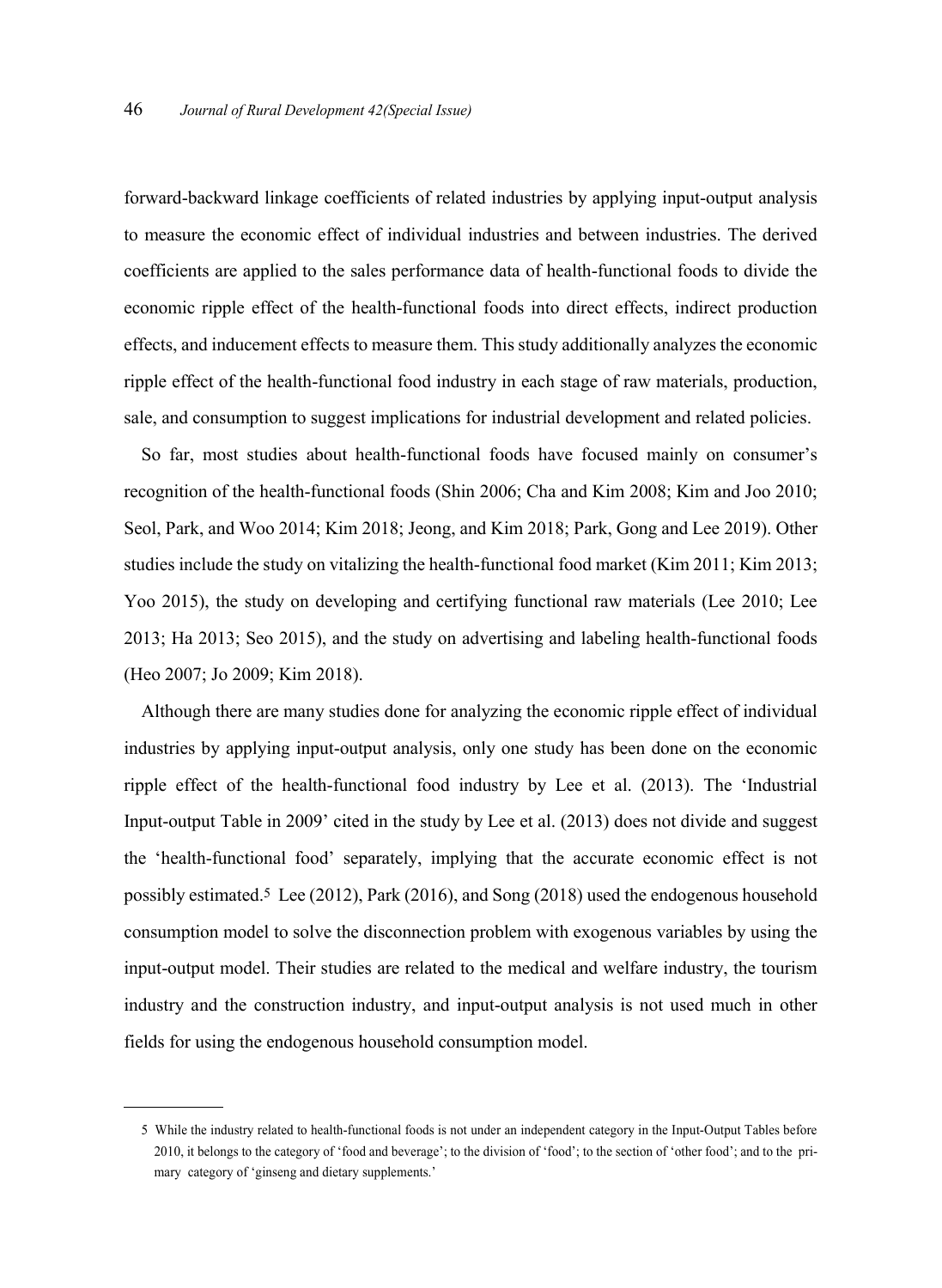forward-backward linkage coefficients of related industries by applying input-output analysis to measure the economic effect of individual industries and between industries. The derived coefficients are applied to the sales performance data of health-functional foods to divide the economic ripple effect of the health-functional foods into direct effects, indirect production effects, and inducement effects to measure them. This study additionally analyzes the economic ripple effect of the health-functional food industry in each stage of raw materials, production, sale, and consumption to suggest implications for industrial development and related policies.

So far, most studies about health-functional foods have focused mainly on consumer's recognition of the health-functional foods (Shin 2006; Cha and Kim 2008; Kim and Joo 2010; Seol, Park, and Woo 2014; Kim 2018; Jeong, and Kim 2018; Park, Gong and Lee 2019). Other studies include the study on vitalizing the health-functional food market (Kim 2011; Kim 2013; Yoo 2015), the study on developing and certifying functional raw materials (Lee 2010; Lee 2013; Ha 2013; Seo 2015), and the study on advertising and labeling health-functional foods (Heo 2007; Jo 2009; Kim 2018).

Although there are many studies done for analyzing the economic ripple effect of individual industries by applying input-output analysis, only one study has been done on the economic ripple effect of the health-functional food industry by Lee et al. (2013). The 'Industrial Input-output Table in 2009' cited in the study by Lee et al. (2013) does not divide and suggest the 'health-functional food' separately, implying that the accurate economic effect is not possibly estimated.[5] Lee (2012), Park (2016), and Song (2018) used the endogenous household consumption model to solve the disconnection problem with exogenous variables by using the input-output model. Their studies are related to the medical and welfare industry, the tourism industry and the construction industry, and input-output analysis is not used much in other fields for using the endogenous household consumption model.

---

5 While the industry related to health-functional foods is not under an independent category in the Input-Output Tables before 2010, it belongs to the category of 'food and beverage'; to the division of 'food'; to the section of 'other food'; and to the primary category of 'ginseng and dietary supplements.'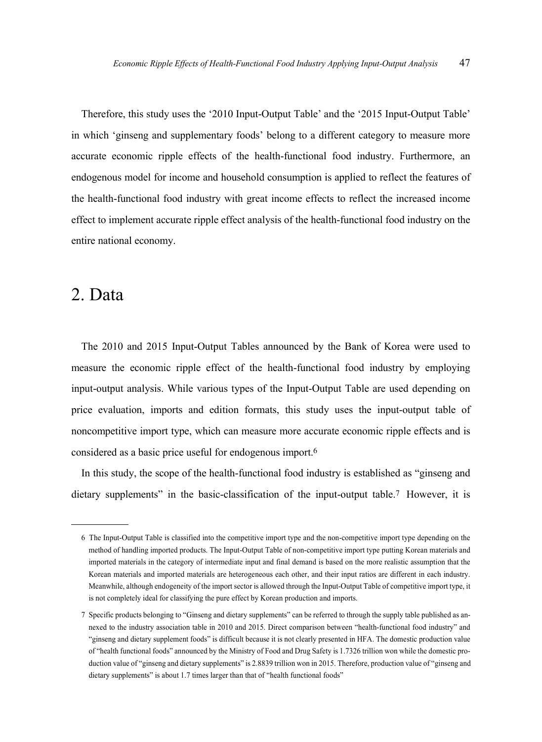Therefore, this study uses the '2010 Input-Output Table' and the '2015 Input-Output Table' in which 'ginseng and supplementary foods' belong to a different category to measure more accurate economic ripple effects of the health-functional food industry. Furthermore, an endogenous model for income and household consumption is applied to reflect the features of the health-functional food industry with great income effects to reflect the increased income effect to implement accurate ripple effect analysis of the health-functional food industry on the entire national economy.

## 2. Data

The 2010 and 2015 Input-Output Tables announced by the Bank of Korea were used to measure the economic ripple effect of the health-functional food industry by employing input-output analysis. While various types of the Input-Output Table are used depending on price evaluation, imports and edition formats, this study uses the input-output table of noncompetitive import type, which can measure more accurate economic ripple effects and is considered as a basic price useful for endogenous import.[6]

In this study, the scope of the health-functional food industry is established as "ginseng and dietary supplements" in the basic-classification of the input-output table.[7] However, it is

---

6 The Input-Output Table is classified into the competitive import type and the non-competitive import type depending on the method of handling imported products. The Input-Output Table of non-competitive import type putting Korean materials and imported materials in the category of intermediate input and final demand is based on the more realistic assumption that the Korean materials and imported materials are heterogeneous each other, and their input ratios are different in each industry. Meanwhile, although endogeneity of the import sector is allowed through the Input-Output Table of competitive import type, it is not completely ideal for classifying the pure effect by Korean production and imports.

7 Specific products belonging to "Ginseng and dietary supplements" can be referred to through the supply table published as annexed to the industry association table in 2010 and 2015. Direct comparison between "health-functional food industry" and "ginseng and dietary supplement foods" is difficult because it is not clearly presented in HFA. The domestic production value of "health functional foods" announced by the Ministry of Food and Drug Safety is 1.7326 trillion won while the domestic production value of "ginseng and dietary supplements" is 2.8839 trillion won in 2015. Therefore, production value of "ginseng and dietary supplements" is about 1.7 times larger than that of "health functional foods"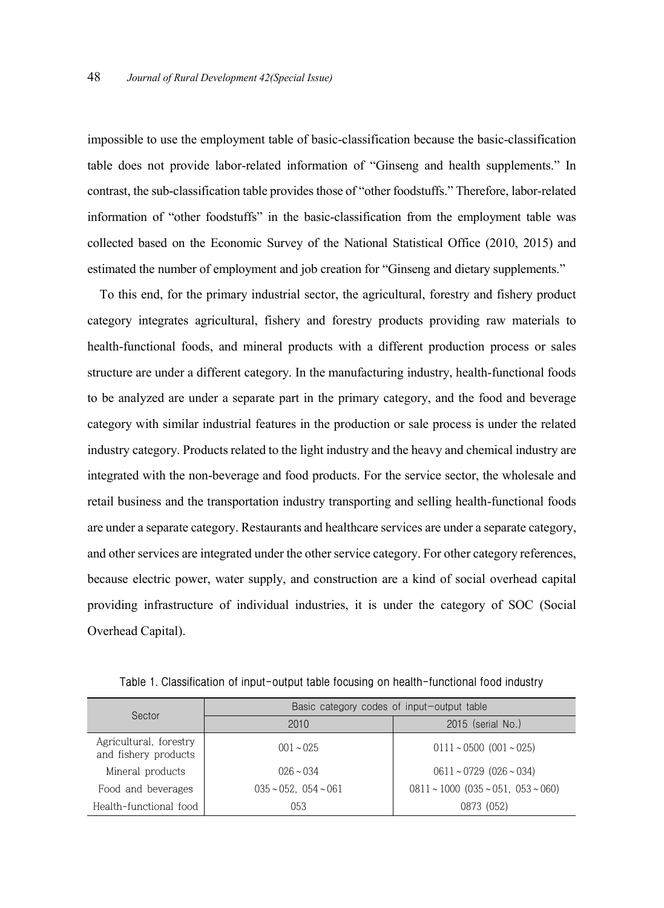impossible to use the employment table of basic-classification because the basic-classification table does not provide labor-related information of “Ginseng and health supplements.” In contrast, the sub-classification table provides those of “other foodstuffs.” Therefore, labor-related information of “other foodstuffs” in the basic-classification from the employment table was collected based on the Economic Survey of the National Statistical Office (2010, 2015) and estimated the number of employment and job creation for “Ginseng and dietary supplements.”

To this end, for the primary industrial sector, the agricultural, forestry and fishery product category integrates agricultural, fishery and forestry products providing raw materials to health-functional foods, and mineral products with a different production process or sales structure are under a different category. In the manufacturing industry, health-functional foods to be analyzed are under a separate part in the primary category, and the food and beverage category with similar industrial features in the production or sale process is under the related industry category. Products related to the light industry and the heavy and chemical industry are integrated with the non-beverage and food products. For the service sector, the wholesale and retail business and the transportation industry transporting and selling health-functional foods are under a separate category. Restaurants and healthcare services are under a separate category, and other services are integrated under the other service category. For other category references, because electric power, water supply, and construction are a kind of social overhead capital providing infrastructure of individual industries, it is under the category of SOC (Social Overhead Capital).

Table 1. Classification of input-output table focusing on health-functional food industry

| Sector | Basic category codes of input-output table | |
|---|---|---|
| | 2010 | 2015 (serial No.) |
| Agricultural, forestry and fishery products | 001 ~ 025 | 0111 ~ 0500 (001 ~ 025) |
| Mineral products | 026 ~ 034 | 0611 ~ 0729 (026 ~ 034) |
| Food and beverages | 035 ~ 052, 054 ~ 061 | 0811 ~ 1000 (035 ~ 051, 053 ~ 060) |
| Health-functional food | 053 | 0873 (052) |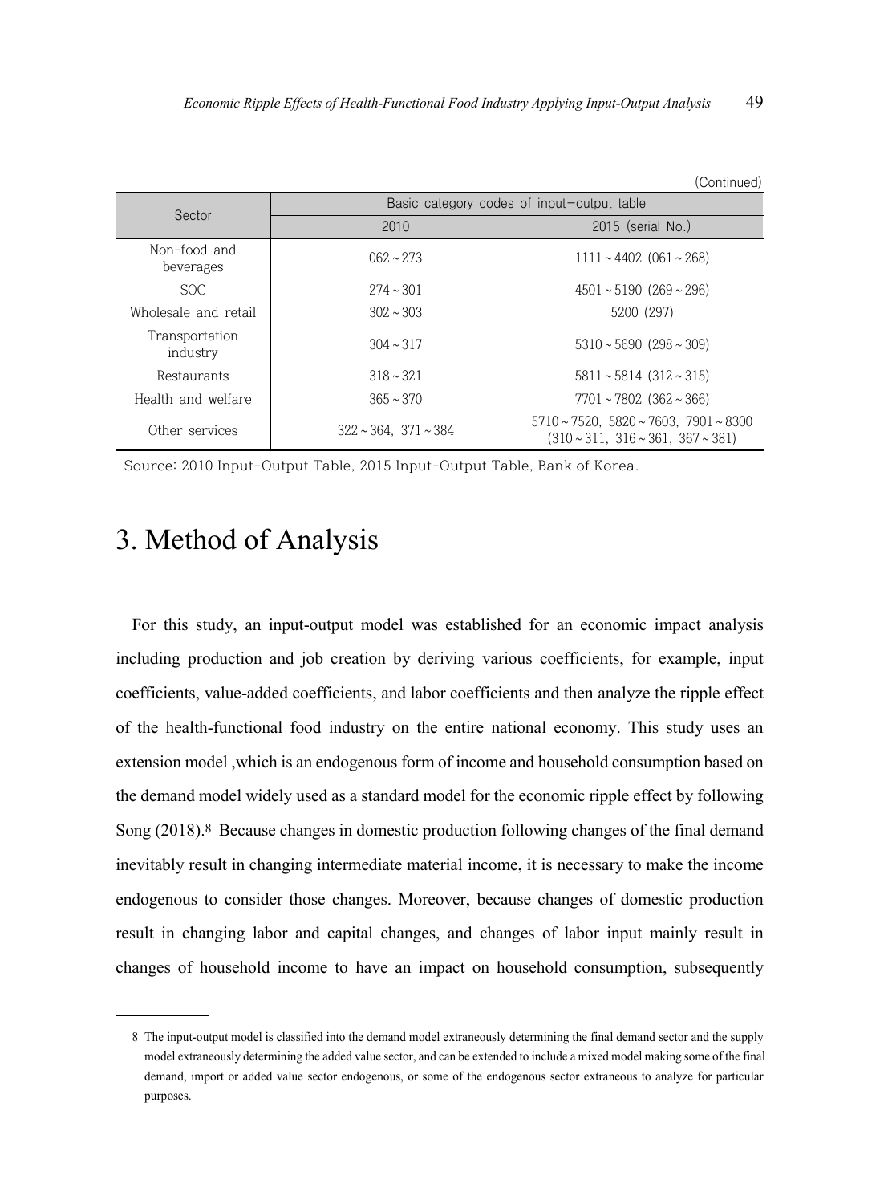(Continued)

| Sector | Basic category codes of input–output table | |
|---|---|---|
| | 2010 | 2015 (serial No.) |
| Non-food and beverages | 062 ~ 273 | 1111 ~ 4402 (061 ~ 268) |
| SOC | 274 ~ 301 | 4501 ~ 5190 (269 ~ 296) |
| Wholesale and retail | 302 ~ 303 | 5200 (297) |
| Transportation industry | 304 ~ 317 | 5310 ~ 5690 (298 ~ 309) |
| Restaurants | 318 ~ 321 | 5811 ~ 5814 (312 ~ 315) |
| Health and welfare | 365 ~ 370 | 7701 ~ 7802 (362 ~ 366) |
| Other services | 322 ~ 364, 371 ~ 384 | 5710 ~ 7520, 5820 ~ 7603, 7901 ~ 8300 (310 ~ 311, 316 ~ 361, 367 ~ 381) |

Source: 2010 Input-Output Table, 2015 Input-Output Table, Bank of Korea.

# 3. Method of Analysis

For this study, an input-output model was established for an economic impact analysis including production and job creation by deriving various coefficients, for example, input coefficients, value-added coefficients, and labor coefficients and then analyze the ripple effect of the health-functional food industry on the entire national economy. This study uses an extension model ,which is an endogenous form of income and household consumption based on the demand model widely used as a standard model for the economic ripple effect by following Song (2018).[8] Because changes in domestic production following changes of the final demand inevitably result in changing intermediate material income, it is necessary to make the income endogenous to consider those changes. Moreover, because changes of domestic production result in changing labor and capital changes, and changes of labor input mainly result in changes of household income to have an impact on household consumption, subsequently

8 The input-output model is classified into the demand model extraneously determining the final demand sector and the supply model extraneously determining the added value sector, and can be extended to include a mixed model making some of the final demand, import or added value sector endogenous, or some of the endogenous sector extraneous to analyze for particular purposes.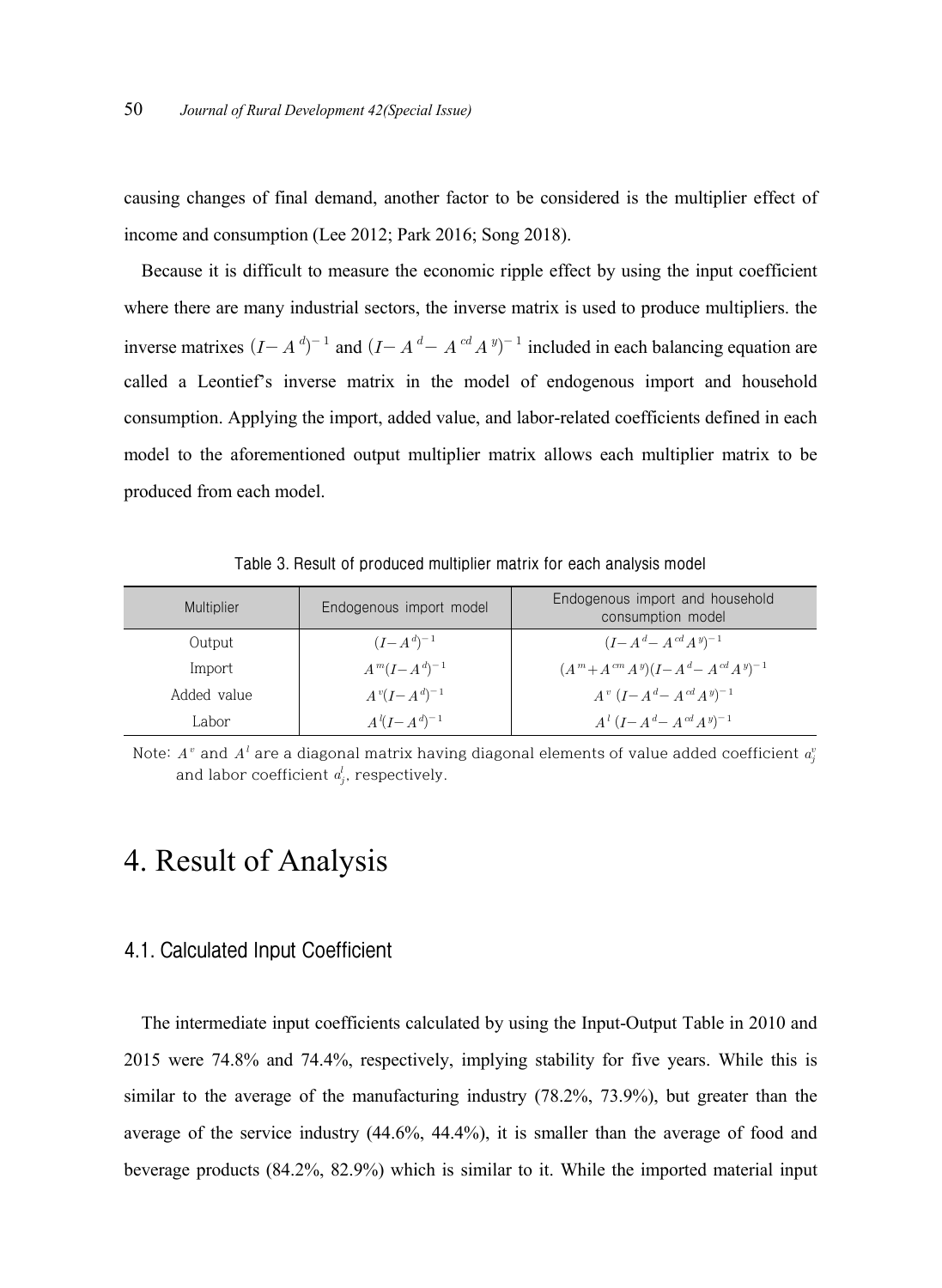causing changes of final demand, another factor to be considered is the multiplier effect of income and consumption (Lee 2012; Park 2016; Song 2018).

Because it is difficult to measure the economic ripple effect by using the input coefficient where there are many industrial sectors, the inverse matrix is used to produce multipliers. the inverse matrixes $(I-A^{d})^{-1}$ and $(I-A^{d}-A^{cd}A^{y})^{-1}$ included in each balancing equation are called a Leontief's inverse matrix in the model of endogenous import and household consumption. Applying the import, added value, and labor-related coefficients defined in each model to the aforementioned output multiplier matrix allows each multiplier matrix to be produced from each model.

Table 3. Result of produced multiplier matrix for each analysis model

| Multiplier | Endogenous import model | Endogenous import and household consumption model |
|---|---|---|
| Output | $(I-A^{d})^{-1}$ | $(I-A^{d}-A^{cd}A^{y})^{-1}$ |
| Import | $A^{m}(I-A^{d})^{-1}$ | $(A^{m}+A^{cm}A^{y})(I-A^{d}-A^{cd}A^{y})^{-1}$ |
| Added value | $A^{v}(I-A^{d})^{-1}$ | $A^{v}(I-A^{d}-A^{cd}A^{y})^{-1}$ |
| Labor | $A^{l}(I-A^{d})^{-1}$ | $A^{l}(I-A^{d}-A^{cd}A^{y})^{-1}$ |

Note: $A^{v}$ and $A^{l}$ are a diagonal matrix having diagonal elements of value added coefficient $a_j^{v}$ and labor coefficient $a_j^{l}$, respectively.

# 4. Result of Analysis

## 4.1. Calculated Input Coefficient

The intermediate input coefficients calculated by using the Input-Output Table in 2010 and 2015 were 74.8% and 74.4%, respectively, implying stability for five years. While this is similar to the average of the manufacturing industry (78.2%, 73.9%), but greater than the average of the service industry (44.6%, 44.4%), it is smaller than the average of food and beverage products (84.2%, 82.9%) which is similar to it. While the imported material input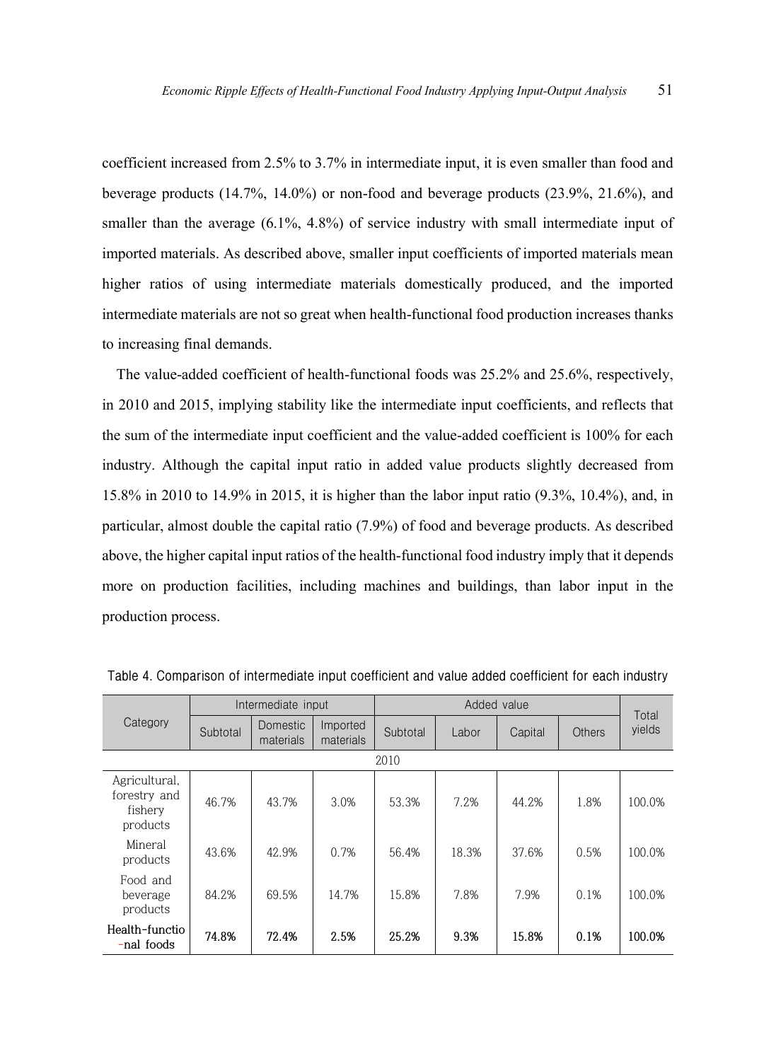coefficient increased from 2.5% to 3.7% in intermediate input, it is even smaller than food and beverage products (14.7%, 14.0%) or non-food and beverage products (23.9%, 21.6%), and smaller than the average (6.1%, 4.8%) of service industry with small intermediate input of imported materials. As described above, smaller input coefficients of imported materials mean higher ratios of using intermediate materials domestically produced, and the imported intermediate materials are not so great when health-functional food production increases thanks to increasing final demands.

The value-added coefficient of health-functional foods was 25.2% and 25.6%, respectively, in 2010 and 2015, implying stability like the intermediate input coefficients, and reflects that the sum of the intermediate input coefficient and the value-added coefficient is 100% for each industry. Although the capital input ratio in added value products slightly decreased from 15.8% in 2010 to 14.9% in 2015, it is higher than the labor input ratio (9.3%, 10.4%), and, in particular, almost double the capital ratio (7.9%) of food and beverage products. As described above, the higher capital input ratios of the health-functional food industry imply that it depends more on production facilities, including machines and buildings, than labor input in the production process.

Table 4. Comparison of intermediate input coefficient and value added coefficient for each industry

| Category | Intermediate input | | | Added value | | | | Total yields |
|---|---|---|---|---|---|---|---|---|
| | Subtotal | Domestic materials | Imported materials | Subtotal | Labor | Capital | Others | |
| 2010 | | | | | | | | |
| Agricultural, forestry and fishery products | 46.7% | 43.7% | 3.0% | 53.3% | 7.2% | 44.2% | 1.8% | 100.0% |
| Mineral products | 43.6% | 42.9% | 0.7% | 56.4% | 18.3% | 37.6% | 0.5% | 100.0% |
| Food and beverage products | 84.2% | 69.5% | 14.7% | 15.8% | 7.8% | 7.9% | 0.1% | 100.0% |
| **Health-functional foods** | **74.8%** | **72.4%** | **2.5%** | **25.2%** | **9.3%** | **15.8%** | **0.1%** | **100.0%** |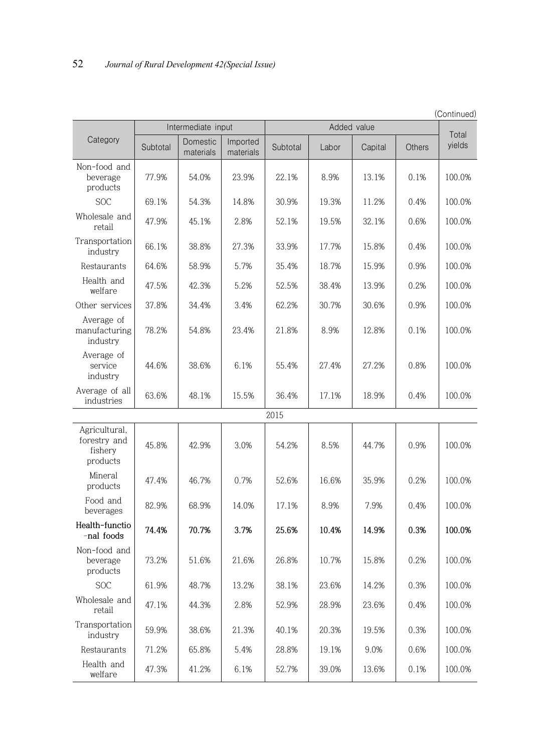(Continued)

| Category | Intermediate input | | | Added value | | | | Total yields |
|---|---|---|---|---|---|---|---|---|
| | Subtotal | Domestic materials | Imported materials | Subtotal | Labor | Capital | Others | |
| Non-food and beverage products | 77.9% | 54.0% | 23.9% | 22.1% | 8.9% | 13.1% | 0.1% | 100.0% |
| SOC | 69.1% | 54.3% | 14.8% | 30.9% | 19.3% | 11.2% | 0.4% | 100.0% |
| Wholesale and retail | 47.9% | 45.1% | 2.8% | 52.1% | 19.5% | 32.1% | 0.6% | 100.0% |
| Transportation industry | 66.1% | 38.8% | 27.3% | 33.9% | 17.7% | 15.8% | 0.4% | 100.0% |
| Restaurants | 64.6% | 58.9% | 5.7% | 35.4% | 18.7% | 15.9% | 0.9% | 100.0% |
| Health and welfare | 47.5% | 42.3% | 5.2% | 52.5% | 38.4% | 13.9% | 0.2% | 100.0% |
| Other services | 37.8% | 34.4% | 3.4% | 62.2% | 30.7% | 30.6% | 0.9% | 100.0% |
| Average of manufacturing industry | 78.2% | 54.8% | 23.4% | 21.8% | 8.9% | 12.8% | 0.1% | 100.0% |
| Average of service industry | 44.6% | 38.6% | 6.1% | 55.4% | 27.4% | 27.2% | 0.8% | 100.0% |
| Average of all industries | 63.6% | 48.1% | 15.5% | 36.4% | 17.1% | 18.9% | 0.4% | 100.0% |
| 2015 | | | | | | | | |
| Agricultural, forestry and fishery products | 45.8% | 42.9% | 3.0% | 54.2% | 8.5% | 44.7% | 0.9% | 100.0% |
| Mineral products | 47.4% | 46.7% | 0.7% | 52.6% | 16.6% | 35.9% | 0.2% | 100.0% |
| Food and beverages | 82.9% | 68.9% | 14.0% | 17.1% | 8.9% | 7.9% | 0.4% | 100.0% |
| **Health-functional foods** | **74.4%** | **70.7%** | **3.7%** | **25.6%** | **10.4%** | **14.9%** | **0.3%** | **100.0%** |
| Non-food and beverage products | 73.2% | 51.6% | 21.6% | 26.8% | 10.7% | 15.8% | 0.2% | 100.0% |
| SOC | 61.9% | 48.7% | 13.2% | 38.1% | 23.6% | 14.2% | 0.3% | 100.0% |
| Wholesale and retail | 47.1% | 44.3% | 2.8% | 52.9% | 28.9% | 23.6% | 0.4% | 100.0% |
| Transportation industry | 59.9% | 38.6% | 21.3% | 40.1% | 20.3% | 19.5% | 0.3% | 100.0% |
| Restaurants | 71.2% | 65.8% | 5.4% | 28.8% | 19.1% | 9.0% | 0.6% | 100.0% |
| Health and welfare | 47.3% | 41.2% | 6.1% | 52.7% | 39.0% | 13.6% | 0.1% | 100.0% |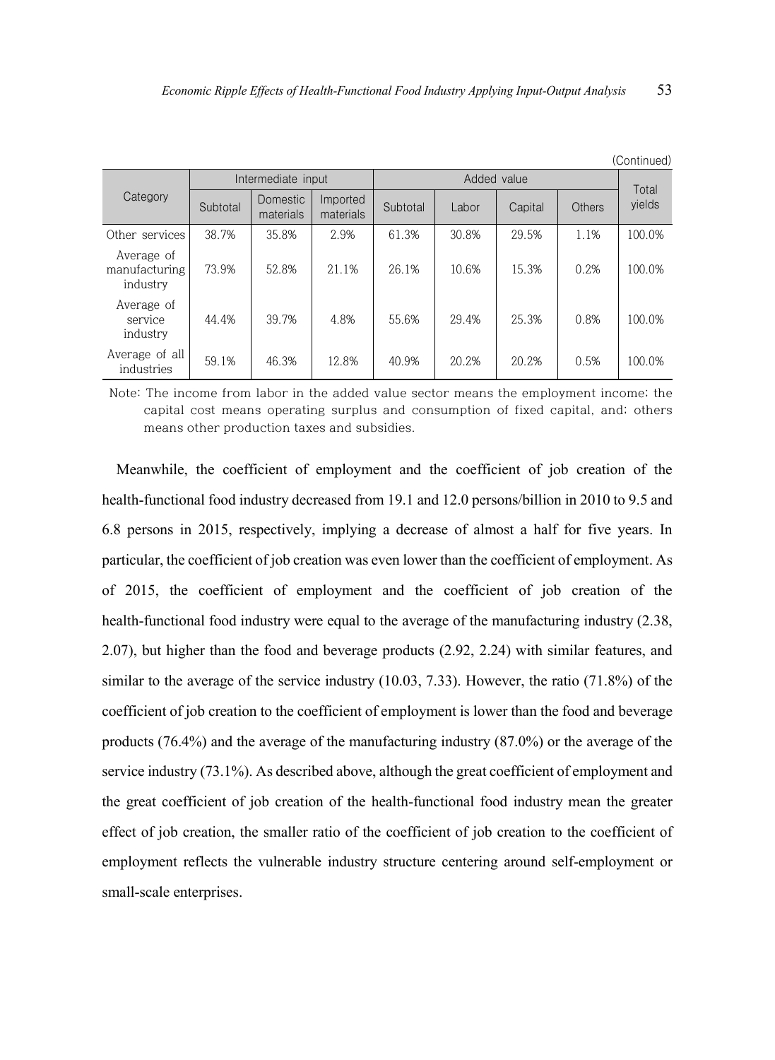(Continued)

| Category | Intermediate input | | | Added value | | | | Total yields |
|---|---|---|---|---|---|---|---|---|
| | Subtotal | Domestic materials | Imported materials | Subtotal | Labor | Capital | Others | |
| Other services | 38.7% | 35.8% | 2.9% | 61.3% | 30.8% | 29.5% | 1.1% | 100.0% |
| Average of manufacturing industry | 73.9% | 52.8% | 21.1% | 26.1% | 10.6% | 15.3% | 0.2% | 100.0% |
| Average of service industry | 44.4% | 39.7% | 4.8% | 55.6% | 29.4% | 25.3% | 0.8% | 100.0% |
| Average of all industries | 59.1% | 46.3% | 12.8% | 40.9% | 20.2% | 20.2% | 0.5% | 100.0% |

Note: The income from labor in the added value sector means the employment income; the capital cost means operating surplus and consumption of fixed capital, and; others means other production taxes and subsidies.

Meanwhile, the coefficient of employment and the coefficient of job creation of the health-functional food industry decreased from 19.1 and 12.0 persons/billion in 2010 to 9.5 and 6.8 persons in 2015, respectively, implying a decrease of almost a half for five years. In particular, the coefficient of job creation was even lower than the coefficient of employment. As of 2015, the coefficient of employment and the coefficient of job creation of the health-functional food industry were equal to the average of the manufacturing industry (2.38, 2.07), but higher than the food and beverage products (2.92, 2.24) with similar features, and similar to the average of the service industry (10.03, 7.33). However, the ratio (71.8%) of the coefficient of job creation to the coefficient of employment is lower than the food and beverage products (76.4%) and the average of the manufacturing industry (87.0%) or the average of the service industry (73.1%). As described above, although the great coefficient of employment and the great coefficient of job creation of the health-functional food industry mean the greater effect of job creation, the smaller ratio of the coefficient of job creation to the coefficient of employment reflects the vulnerable industry structure centering around self-employment or small-scale enterprises.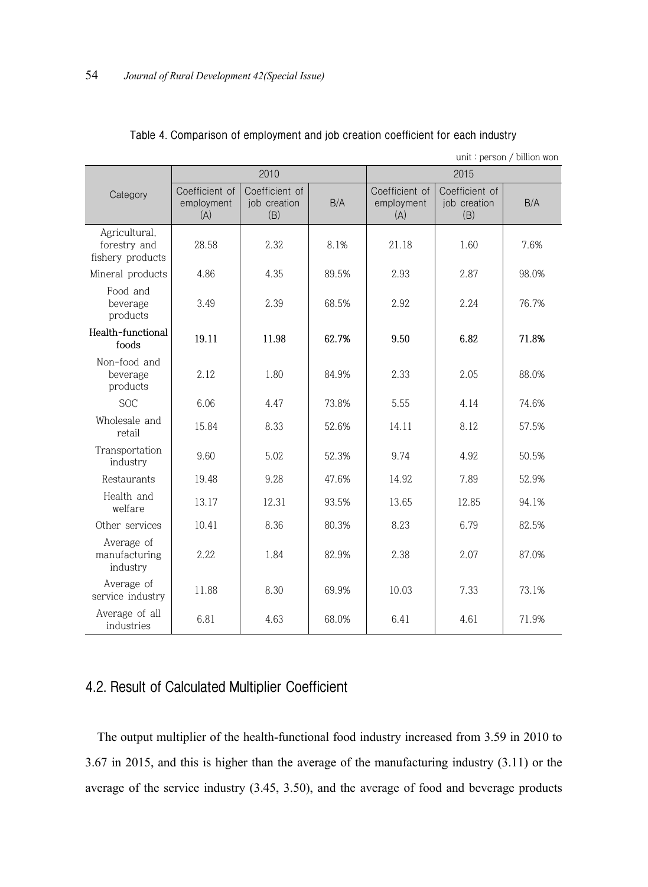Table 4. Comparison of employment and job creation coefficient for each industry

unit : person / billion won

| Category | 2010 | | | 2015 | | |
|---|---|---|---|---|---|---|
| | Coefficient of employment (A) | Coefficient of job creation (B) | B/A | Coefficient of employment (A) | Coefficient of job creation (B) | B/A |
| Agricultural, forestry and fishery products | 28.58 | 2.32 | 8.1% | 21.18 | 1.60 | 7.6% |
| Mineral products | 4.86 | 4.35 | 89.5% | 2.93 | 2.87 | 98.0% |
| Food and beverage products | 3.49 | 2.39 | 68.5% | 2.92 | 2.24 | 76.7% |
| **Health-functional foods** | **19.11** | **11.98** | **62.7%** | **9.50** | **6.82** | **71.8%** |
| Non-food and beverage products | 2.12 | 1.80 | 84.9% | 2.33 | 2.05 | 88.0% |
| SOC | 6.06 | 4.47 | 73.8% | 5.55 | 4.14 | 74.6% |
| Wholesale and retail | 15.84 | 8.33 | 52.6% | 14.11 | 8.12 | 57.5% |
| Transportation industry | 9.60 | 5.02 | 52.3% | 9.74 | 4.92 | 50.5% |
| Restaurants | 19.48 | 9.28 | 47.6% | 14.92 | 7.89 | 52.9% |
| Health and welfare | 13.17 | 12.31 | 93.5% | 13.65 | 12.85 | 94.1% |
| Other services | 10.41 | 8.36 | 80.3% | 8.23 | 6.79 | 82.5% |
| Average of manufacturing industry | 2.22 | 1.84 | 82.9% | 2.38 | 2.07 | 87.0% |
| Average of service industry | 11.88 | 8.30 | 69.9% | 10.03 | 7.33 | 73.1% |
| Average of all industries | 6.81 | 4.63 | 68.0% | 6.41 | 4.61 | 71.9% |

## 4.2. Result of Calculated Multiplier Coefficient

The output multiplier of the health-functional food industry increased from 3.59 in 2010 to 3.67 in 2015, and this is higher than the average of the manufacturing industry (3.11) or the average of the service industry (3.45, 3.50), and the average of food and beverage products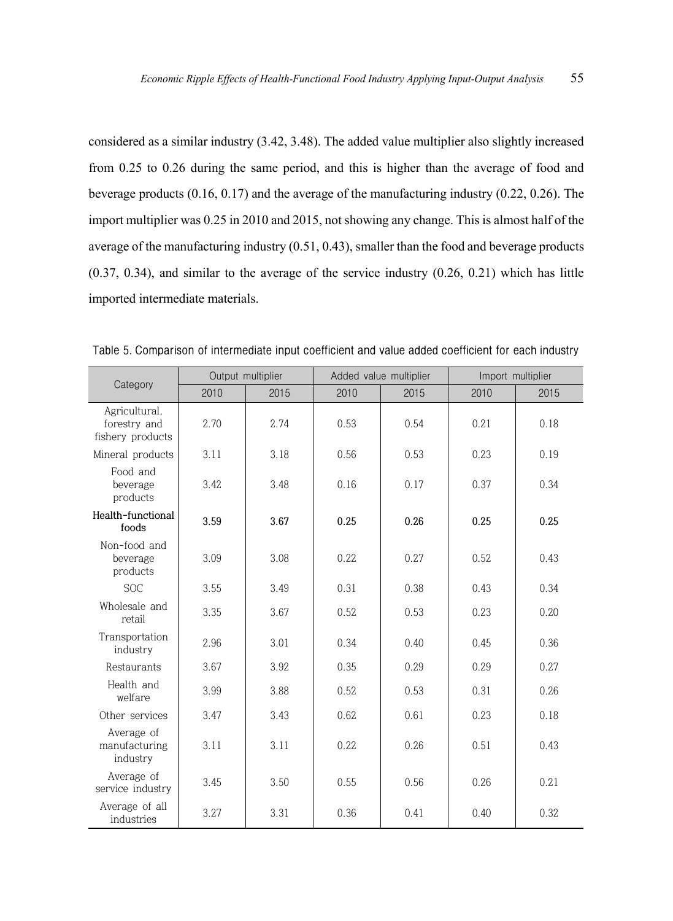considered as a similar industry (3.42, 3.48). The added value multiplier also slightly increased from 0.25 to 0.26 during the same period, and this is higher than the average of food and beverage products (0.16, 0.17) and the average of the manufacturing industry (0.22, 0.26). The import multiplier was 0.25 in 2010 and 2015, not showing any change. This is almost half of the average of the manufacturing industry (0.51, 0.43), smaller than the food and beverage products (0.37, 0.34), and similar to the average of the service industry (0.26, 0.21) which has little imported intermediate materials.

Table 5. Comparison of intermediate input coefficient and value added coefficient for each industry

| Category | Output multiplier | | Added value multiplier | | Import multiplier | |
|---|---|---|---|---|---|---|
| | 2010 | 2015 | 2010 | 2015 | 2010 | 2015 |
| Agricultural, forestry and fishery products | 2.70 | 2.74 | 0.53 | 0.54 | 0.21 | 0.18 |
| Mineral products | 3.11 | 3.18 | 0.56 | 0.53 | 0.23 | 0.19 |
| Food and beverage products | 3.42 | 3.48 | 0.16 | 0.17 | 0.37 | 0.34 |
| **Health-functional foods** | **3.59** | **3.67** | **0.25** | **0.26** | **0.25** | **0.25** |
| Non-food and beverage products | 3.09 | 3.08 | 0.22 | 0.27 | 0.52 | 0.43 |
| SOC | 3.55 | 3.49 | 0.31 | 0.38 | 0.43 | 0.34 |
| Wholesale and retail | 3.35 | 3.67 | 0.52 | 0.53 | 0.23 | 0.20 |
| Transportation industry | 2.96 | 3.01 | 0.34 | 0.40 | 0.45 | 0.36 |
| Restaurants | 3.67 | 3.92 | 0.35 | 0.29 | 0.29 | 0.27 |
| Health and welfare | 3.99 | 3.88 | 0.52 | 0.53 | 0.31 | 0.26 |
| Other services | 3.47 | 3.43 | 0.62 | 0.61 | 0.23 | 0.18 |
| Average of manufacturing industry | 3.11 | 3.11 | 0.22 | 0.26 | 0.51 | 0.43 |
| Average of service industry | 3.45 | 3.50 | 0.55 | 0.56 | 0.26 | 0.21 |
| Average of all industries | 3.27 | 3.31 | 0.36 | 0.41 | 0.40 | 0.32 |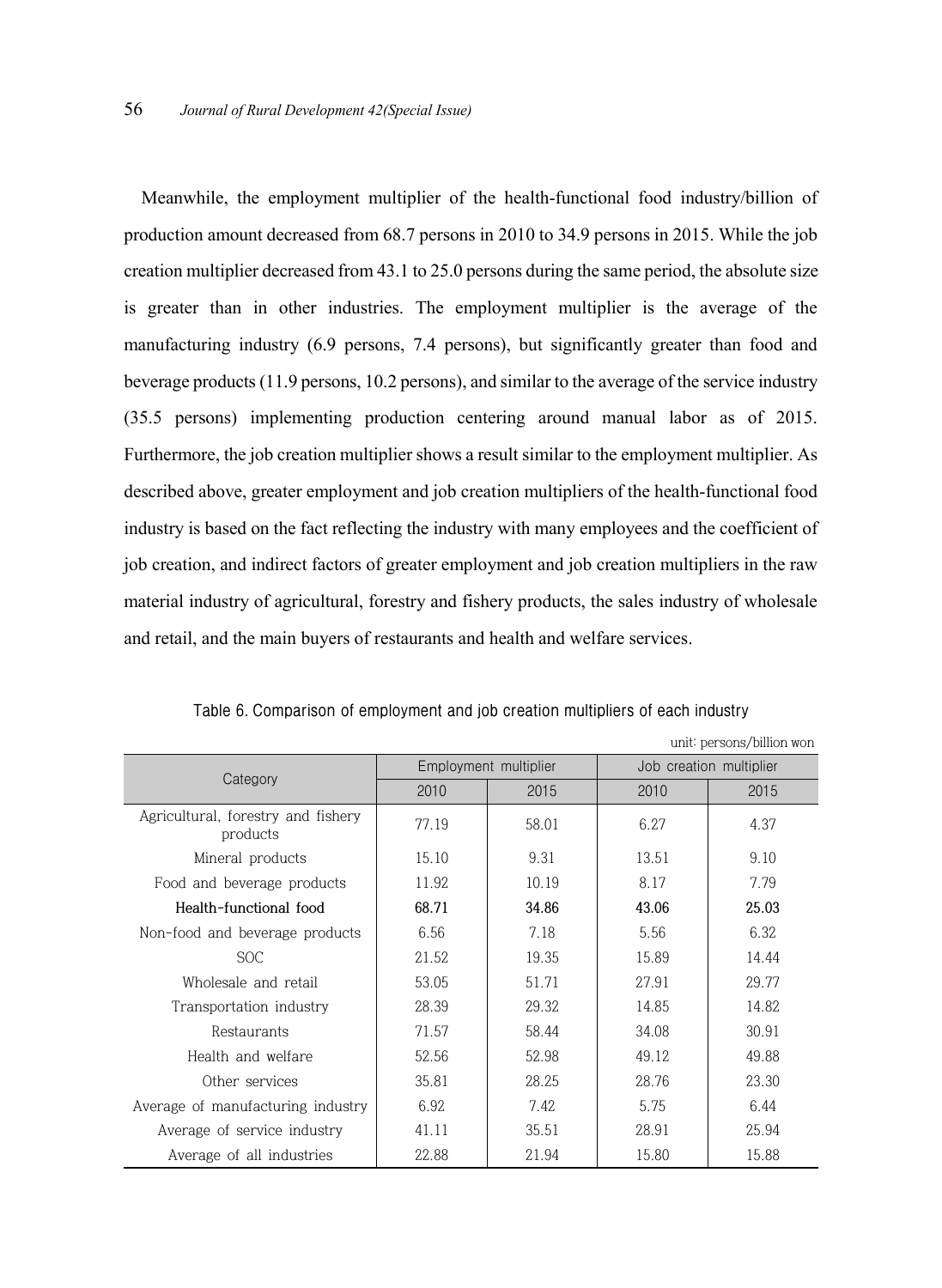Meanwhile, the employment multiplier of the health-functional food industry/billion of production amount decreased from 68.7 persons in 2010 to 34.9 persons in 2015. While the job creation multiplier decreased from 43.1 to 25.0 persons during the same period, the absolute size is greater than in other industries. The employment multiplier is the average of the manufacturing industry (6.9 persons, 7.4 persons), but significantly greater than food and beverage products (11.9 persons, 10.2 persons), and similar to the average of the service industry (35.5 persons) implementing production centering around manual labor as of 2015. Furthermore, the job creation multiplier shows a result similar to the employment multiplier. As described above, greater employment and job creation multipliers of the health-functional food industry is based on the fact reflecting the industry with many employees and the coefficient of job creation, and indirect factors of greater employment and job creation multipliers in the raw material industry of agricultural, forestry and fishery products, the sales industry of wholesale and retail, and the main buyers of restaurants and health and welfare services.

Table 6. Comparison of employment and job creation multipliers of each industry

unit: persons/billion won

| Category | Employment multiplier | | Job creation multiplier | |
|---|---|---|---|---|
| | 2010 | 2015 | 2010 | 2015 |
| Agricultural, forestry and fishery products | 77.19 | 58.01 | 6.27 | 4.37 |
| Mineral products | 15.10 | 9.31 | 13.51 | 9.10 |
| Food and beverage products | 11.92 | 10.19 | 8.17 | 7.79 |
| **Health-functional food** | **68.71** | **34.86** | **43.06** | **25.03** |
| Non-food and beverage products | 6.56 | 7.18 | 5.56 | 6.32 |
| SOC | 21.52 | 19.35 | 15.89 | 14.44 |
| Wholesale and retail | 53.05 | 51.71 | 27.91 | 29.77 |
| Transportation industry | 28.39 | 29.32 | 14.85 | 14.82 |
| Restaurants | 71.57 | 58.44 | 34.08 | 30.91 |
| Health and welfare | 52.56 | 52.98 | 49.12 | 49.88 |
| Other services | 35.81 | 28.25 | 28.76 | 23.30 |
| Average of manufacturing industry | 6.92 | 7.42 | 5.75 | 6.44 |
| Average of service industry | 41.11 | 35.51 | 28.91 | 25.94 |
| Average of all industries | 22.88 | 21.94 | 15.80 | 15.88 |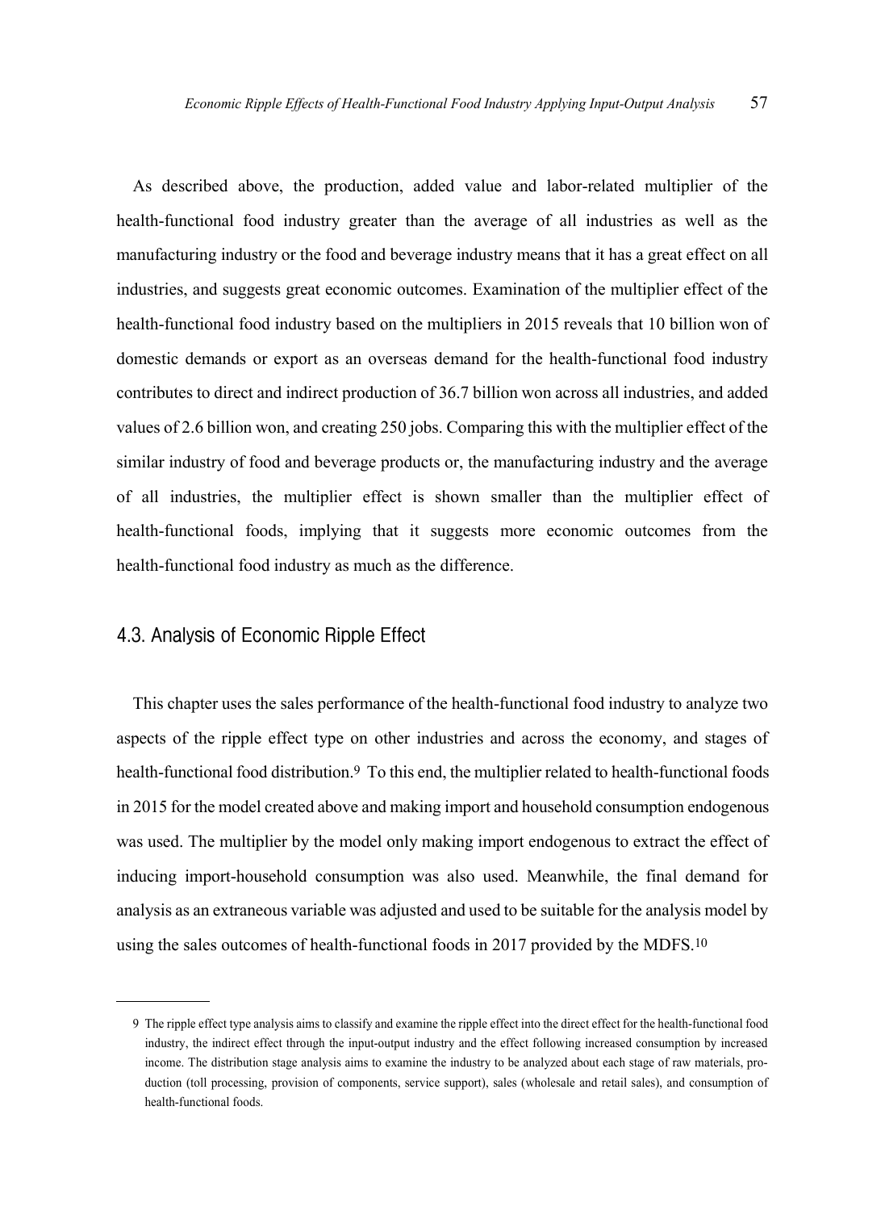As described above, the production, added value and labor-related multiplier of the health-functional food industry greater than the average of all industries as well as the manufacturing industry or the food and beverage industry means that it has a great effect on all industries, and suggests great economic outcomes. Examination of the multiplier effect of the health-functional food industry based on the multipliers in 2015 reveals that 10 billion won of domestic demands or export as an overseas demand for the health-functional food industry contributes to direct and indirect production of 36.7 billion won across all industries, and added values of 2.6 billion won, and creating 250 jobs. Comparing this with the multiplier effect of the similar industry of food and beverage products or, the manufacturing industry and the average of all industries, the multiplier effect is shown smaller than the multiplier effect of health-functional foods, implying that it suggests more economic outcomes from the health-functional food industry as much as the difference.

### 4.3. Analysis of Economic Ripple Effect

This chapter uses the sales performance of the health-functional food industry to analyze two aspects of the ripple effect type on other industries and across the economy, and stages of health-functional food distribution.[9] To this end, the multiplier related to health-functional foods in 2015 for the model created above and making import and household consumption endogenous was used. The multiplier by the model only making import endogenous to extract the effect of inducing import-household consumption was also used. Meanwhile, the final demand for analysis as an extraneous variable was adjusted and used to be suitable for the analysis model by using the sales outcomes of health-functional foods in 2017 provided by the MDFS.[10]

---

9 The ripple effect type analysis aims to classify and examine the ripple effect into the direct effect for the health-functional food industry, the indirect effect through the input-output industry and the effect following increased consumption by increased income. The distribution stage analysis aims to examine the industry to be analyzed about each stage of raw materials, production (toll processing, provision of components, service support), sales (wholesale and retail sales), and consumption of health-functional foods.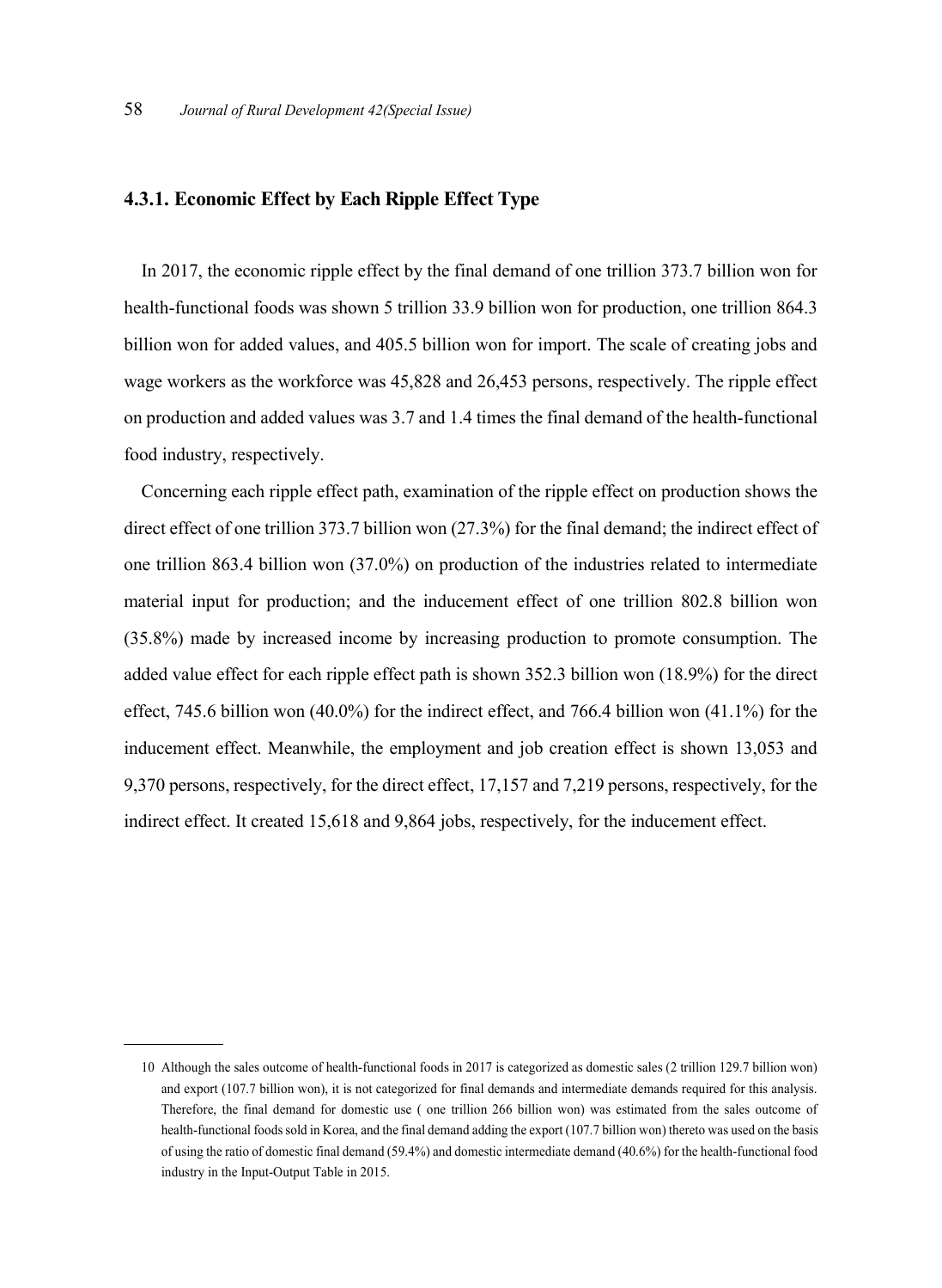### 4.3.1. Economic Effect by Each Ripple Effect Type

In 2017, the economic ripple effect by the final demand of one trillion 373.7 billion won for health-functional foods was shown 5 trillion 33.9 billion won for production, one trillion 864.3 billion won for added values, and 405.5 billion won for import. The scale of creating jobs and wage workers as the workforce was 45,828 and 26,453 persons, respectively. The ripple effect on production and added values was 3.7 and 1.4 times the final demand of the health-functional food industry, respectively.

Concerning each ripple effect path, examination of the ripple effect on production shows the direct effect of one trillion 373.7 billion won (27.3%) for the final demand; the indirect effect of one trillion 863.4 billion won (37.0%) on production of the industries related to intermediate material input for production; and the inducement effect of one trillion 802.8 billion won (35.8%) made by increased income by increasing production to promote consumption. The added value effect for each ripple effect path is shown 352.3 billion won (18.9%) for the direct effect, 745.6 billion won (40.0%) for the indirect effect, and 766.4 billion won (41.1%) for the inducement effect. Meanwhile, the employment and job creation effect is shown 13,053 and 9,370 persons, respectively, for the direct effect, 17,157 and 7,219 persons, respectively, for the indirect effect. It created 15,618 and 9,864 jobs, respectively, for the inducement effect.

---

10 Although the sales outcome of health-functional foods in 2017 is categorized as domestic sales (2 trillion 129.7 billion won) and export (107.7 billion won), it is not categorized for final demands and intermediate demands required for this analysis. Therefore, the final demand for domestic use ( one trillion 266 billion won) was estimated from the sales outcome of health-functional foods sold in Korea, and the final demand adding the export (107.7 billion won) thereto was used on the basis of using the ratio of domestic final demand (59.4%) and domestic intermediate demand (40.6%) for the health-functional food industry in the Input-Output Table in 2015.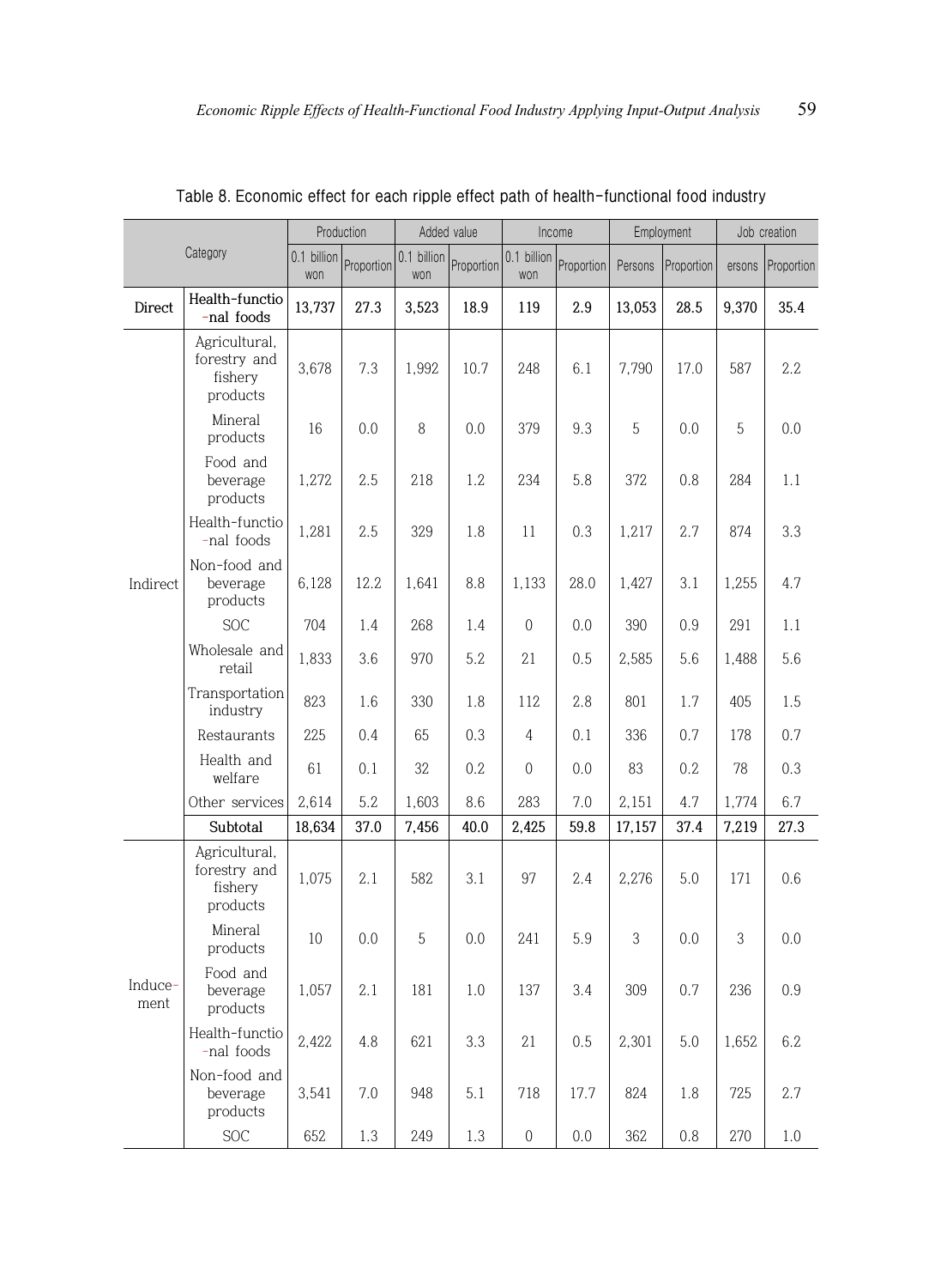Table 8. Economic effect for each ripple effect path of health-functional food industry

| Category | | Production | | Added value | | Income | | Employment | | Job creation | |
|---|---|---|---|---|---|---|---|---|---|---|---|
| | | 0.1 billion won | Proportion | 0.1 billion won | Proportion | 0.1 billion won | Proportion | Persons | Proportion | ersons | Proportion |
| **Direct** | **Health-functio-nal foods** | **13,737** | **27.3** | **3,523** | **18.9** | **119** | **2.9** | **13,053** | **28.5** | **9,370** | **35.4** |
| Indirect | Agricultural, forestry and fishery products | 3,678 | 7.3 | 1,992 | 10.7 | 248 | 6.1 | 7,790 | 17.0 | 587 | 2.2 |
| | Mineral products | 16 | 0.0 | 8 | 0.0 | 379 | 9.3 | 5 | 0.0 | 5 | 0.0 |
| | Food and beverage products | 1,272 | 2.5 | 218 | 1.2 | 234 | 5.8 | 372 | 0.8 | 284 | 1.1 |
| | Health-functio-nal foods | 1,281 | 2.5 | 329 | 1.8 | 11 | 0.3 | 1,217 | 2.7 | 874 | 3.3 |
| | Non-food and beverage products | 6,128 | 12.2 | 1,641 | 8.8 | 1,133 | 28.0 | 1,427 | 3.1 | 1,255 | 4.7 |
| | SOC | 704 | 1.4 | 268 | 1.4 | 0 | 0.0 | 390 | 0.9 | 291 | 1.1 |
| | Wholesale and retail | 1,833 | 3.6 | 970 | 5.2 | 21 | 0.5 | 2,585 | 5.6 | 1,488 | 5.6 |
| | Transportation industry | 823 | 1.6 | 330 | 1.8 | 112 | 2.8 | 801 | 1.7 | 405 | 1.5 |
| | Restaurants | 225 | 0.4 | 65 | 0.3 | 4 | 0.1 | 336 | 0.7 | 178 | 0.7 |
| | Health and welfare | 61 | 0.1 | 32 | 0.2 | 0 | 0.0 | 83 | 0.2 | 78 | 0.3 |
| | Other services | 2,614 | 5.2 | 1,603 | 8.6 | 283 | 7.0 | 2,151 | 4.7 | 1,774 | 6.7 |
| | **Subtotal** | **18,634** | **37.0** | **7,456** | **40.0** | **2,425** | **59.8** | **17,157** | **37.4** | **7,219** | **27.3** |
| Induce-ment | Agricultural, forestry and fishery products | 1,075 | 2.1 | 582 | 3.1 | 97 | 2.4 | 2,276 | 5.0 | 171 | 0.6 |
| | Mineral products | 10 | 0.0 | 5 | 0.0 | 241 | 5.9 | 3 | 0.0 | 3 | 0.0 |
| | Food and beverage products | 1,057 | 2.1 | 181 | 1.0 | 137 | 3.4 | 309 | 0.7 | 236 | 0.9 |
| | Health-functio-nal foods | 2,422 | 4.8 | 621 | 3.3 | 21 | 0.5 | 2,301 | 5.0 | 1,652 | 6.2 |
| | Non-food and beverage products | 3,541 | 7.0 | 948 | 5.1 | 718 | 17.7 | 824 | 1.8 | 725 | 2.7 |
| | SOC | 652 | 1.3 | 249 | 1.3 | 0 | 0.0 | 362 | 0.8 | 270 | 1.0 |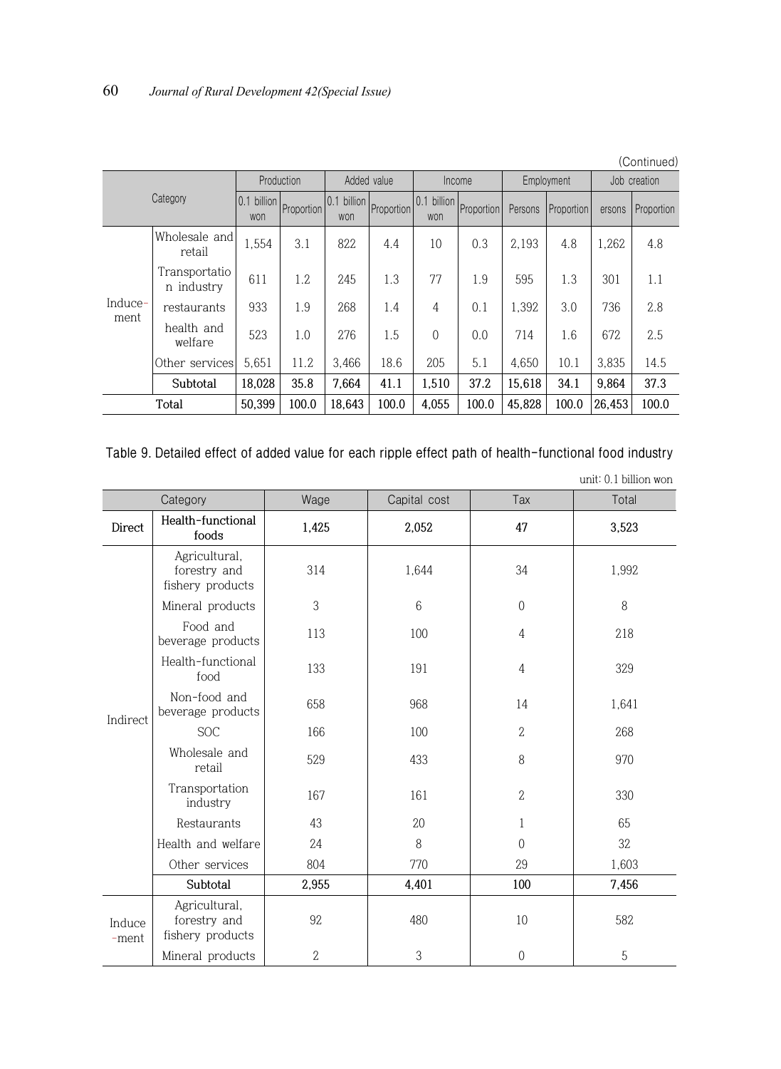(Continued)

| Category | | Production | | Added value | | Income | | Employment | | Job creation | |
|---|---|---|---|---|---|---|---|---|---|---|---|
| | | 0.1 billion won | Proportion | 0.1 billion won | Proportion | 0.1 billion won | Proportion | Persons | Proportion | ersons | Proportion |
| Induce-ment | Wholesale and retail | 1,554 | 3.1 | 822 | 4.4 | 10 | 0.3 | 2,193 | 4.8 | 1,262 | 4.8 |
| | Transportation industry | 611 | 1.2 | 245 | 1.3 | 77 | 1.9 | 595 | 1.3 | 301 | 1.1 |
| | restaurants | 933 | 1.9 | 268 | 1.4 | 4 | 0.1 | 1,392 | 3.0 | 736 | 2.8 |
| | health and welfare | 523 | 1.0 | 276 | 1.5 | 0 | 0.0 | 714 | 1.6 | 672 | 2.5 |
| | Other services | 5,651 | 11.2 | 3,466 | 18.6 | 205 | 5.1 | 4,650 | 10.1 | 3,835 | 14.5 |
| | **Subtotal** | **18,028** | **35.8** | **7,664** | **41.1** | **1,510** | **37.2** | **15,618** | **34.1** | **9,864** | **37.3** |
| Total | | **50,399** | **100.0** | **18,643** | **100.0** | **4,055** | **100.0** | **45,828** | **100.0** | **26,453** | **100.0** |

Table 9. Detailed effect of added value for each ripple effect path of health-functional food industry

unit: 0.1 billion won

| Category | | Wage | Capital cost | Tax | Total |
|---|---|---|---|---|---|
| **Direct** | **Health-functional foods** | **1,425** | **2,052** | **47** | **3,523** |
| Indirect | Agricultural, forestry and fishery products | 314 | 1,644 | 34 | 1,992 |
| | Mineral products | 3 | 6 | 0 | 8 |
| | Food and beverage products | 113 | 100 | 4 | 218 |
| | Health-functional food | 133 | 191 | 4 | 329 |
| | Non-food and beverage products | 658 | 968 | 14 | 1,641 |
| | SOC | 166 | 100 | 2 | 268 |
| | Wholesale and retail | 529 | 433 | 8 | 970 |
| | Transportation industry | 167 | 161 | 2 | 330 |
| | Restaurants | 43 | 20 | 1 | 65 |
| | Health and welfare | 24 | 8 | 0 | 32 |
| | Other services | 804 | 770 | 29 | 1,603 |
| | **Subtotal** | **2,955** | **4,401** | **100** | **7,456** |
| Induce-ment | Agricultural, forestry and fishery products | 92 | 480 | 10 | 582 |
| | Mineral products | 2 | 3 | 0 | 5 |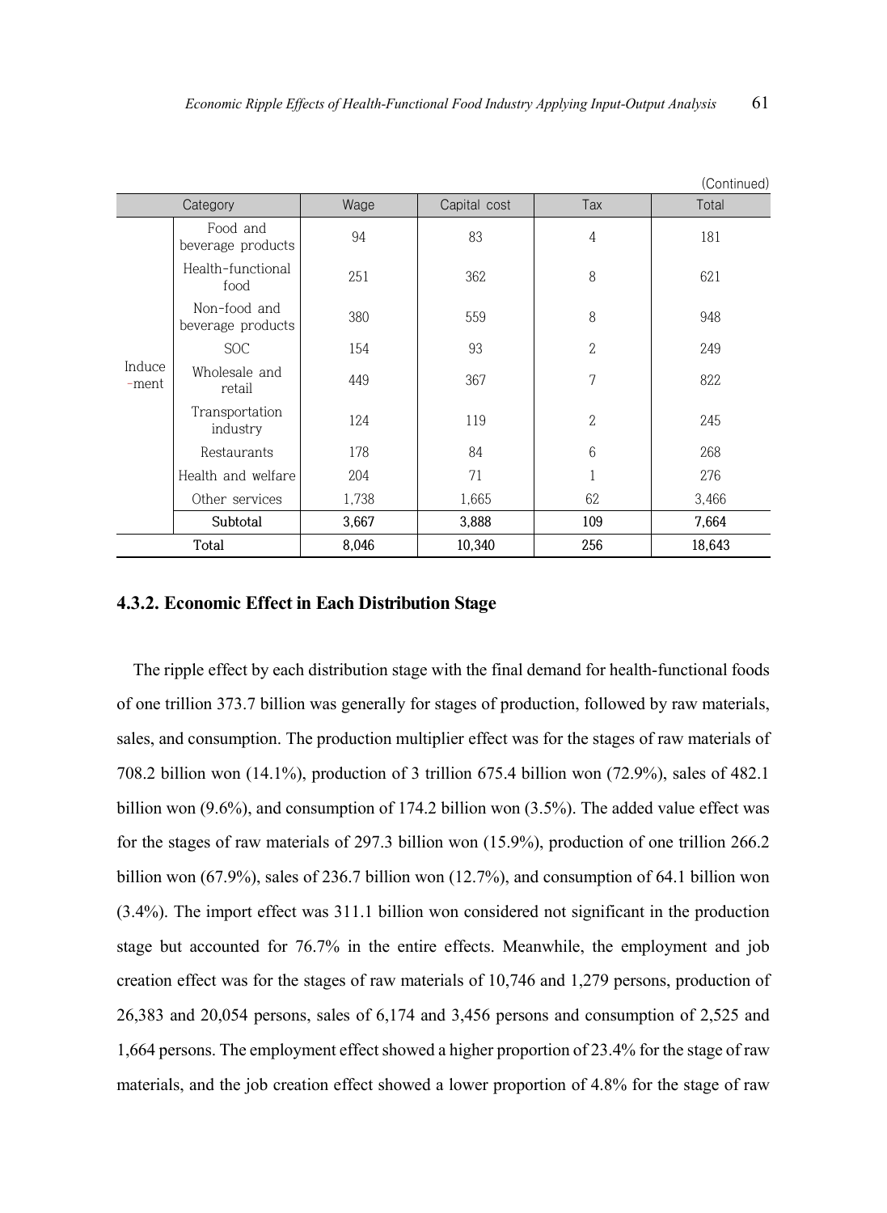(Continued)

| Category | | Wage | Capital cost | Tax | Total |
|---|---|---|---|---|---|
| Induce-ment | Food and beverage products | 94 | 83 | 4 | 181 |
| | Health-functional food | 251 | 362 | 8 | 621 |
| | Non-food and beverage products | 380 | 559 | 8 | 948 |
| | SOC | 154 | 93 | 2 | 249 |
| | Wholesale and retail | 449 | 367 | 7 | 822 |
| | Transportation industry | 124 | 119 | 2 | 245 |
| | Restaurants | 178 | 84 | 6 | 268 |
| | Health and welfare | 204 | 71 | 1 | 276 |
| | Other services | 1,738 | 1,665 | 62 | 3,466 |
| | Subtotal | 3,667 | 3,888 | 109 | 7,664 |
| Total | | 8,046 | 10,340 | 256 | 18,643 |

### 4.3.2. Economic Effect in Each Distribution Stage

The ripple effect by each distribution stage with the final demand for health-functional foods of one trillion 373.7 billion was generally for stages of production, followed by raw materials, sales, and consumption. The production multiplier effect was for the stages of raw materials of 708.2 billion won (14.1%), production of 3 trillion 675.4 billion won (72.9%), sales of 482.1 billion won (9.6%), and consumption of 174.2 billion won (3.5%). The added value effect was for the stages of raw materials of 297.3 billion won (15.9%), production of one trillion 266.2 billion won (67.9%), sales of 236.7 billion won (12.7%), and consumption of 64.1 billion won (3.4%). The import effect was 311.1 billion won considered not significant in the production stage but accounted for 76.7% in the entire effects. Meanwhile, the employment and job creation effect was for the stages of raw materials of 10,746 and 1,279 persons, production of 26,383 and 20,054 persons, sales of 6,174 and 3,456 persons and consumption of 2,525 and 1,664 persons. The employment effect showed a higher proportion of 23.4% for the stage of raw materials, and the job creation effect showed a lower proportion of 4.8% for the stage of raw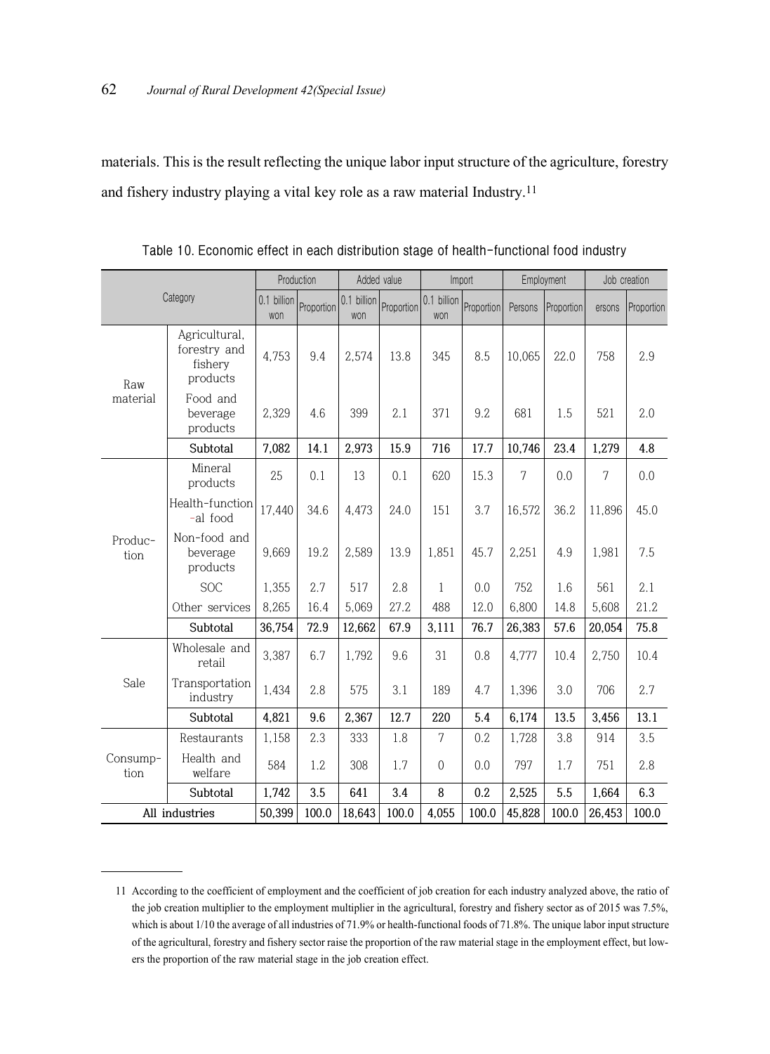materials. This is the result reflecting the unique labor input structure of the agriculture, forestry and fishery industry playing a vital key role as a raw material Industry.[11]

Table 10. Economic effect in each distribution stage of health-functional food industry

| Category | | Production | | Added value | | Import | | Employment | | Job creation | |
|---|---|---|---|---|---|---|---|---|---|---|---|
| | | 0.1 billion won | Proportion | 0.1 billion won | Proportion | 0.1 billion won | Proportion | Persons | Proportion | ersons | Proportion |
| Raw material | Agricultural, forestry and fishery products | 4,753 | 9.4 | 2,574 | 13.8 | 345 | 8.5 | 10,065 | 22.0 | 758 | 2.9 |
| | Food and beverage products | 2,329 | 4.6 | 399 | 2.1 | 371 | 9.2 | 681 | 1.5 | 521 | 2.0 |
| | **Subtotal** | **7,082** | **14.1** | **2,973** | **15.9** | **716** | **17.7** | **10,746** | **23.4** | **1,279** | **4.8** |
| Produc-tion | Mineral products | 25 | 0.1 | 13 | 0.1 | 620 | 15.3 | 7 | 0.0 | 7 | 0.0 |
| | Health-functional food | 17,440 | 34.6 | 4,473 | 24.0 | 151 | 3.7 | 16,572 | 36.2 | 11,896 | 45.0 |
| | Non-food and beverage products | 9,669 | 19.2 | 2,589 | 13.9 | 1,851 | 45.7 | 2,251 | 4.9 | 1,981 | 7.5 |
| | SOC | 1,355 | 2.7 | 517 | 2.8 | 1 | 0.0 | 752 | 1.6 | 561 | 2.1 |
| | Other services | 8,265 | 16.4 | 5,069 | 27.2 | 488 | 12.0 | 6,800 | 14.8 | 5,608 | 21.2 |
| | **Subtotal** | **36,754** | **72.9** | **12,662** | **67.9** | **3,111** | **76.7** | **26,383** | **57.6** | **20,054** | **75.8** |
| Sale | Wholesale and retail | 3,387 | 6.7 | 1,792 | 9.6 | 31 | 0.8 | 4,777 | 10.4 | 2,750 | 10.4 |
| | Transportation industry | 1,434 | 2.8 | 575 | 3.1 | 189 | 4.7 | 1,396 | 3.0 | 706 | 2.7 |
| | **Subtotal** | **4,821** | **9.6** | **2,367** | **12.7** | **220** | **5.4** | **6,174** | **13.5** | **3,456** | **13.1** |
| Consump-tion | Restaurants | 1,158 | 2.3 | 333 | 1.8 | 7 | 0.2 | 1,728 | 3.8 | 914 | 3.5 |
| | Health and welfare | 584 | 1.2 | 308 | 1.7 | 0 | 0.0 | 797 | 1.7 | 751 | 2.8 |
| | **Subtotal** | **1,742** | **3.5** | **641** | **3.4** | **8** | **0.2** | **2,525** | **5.5** | **1,664** | **6.3** |
| All industries | | 50,399 | 100.0 | 18,643 | 100.0 | 4,055 | 100.0 | 45,828 | 100.0 | 26,453 | 100.0 |

11 According to the coefficient of employment and the coefficient of job creation for each industry analyzed above, the ratio of the job creation multiplier to the employment multiplier in the agricultural, forestry and fishery sector as of 2015 was 7.5%, which is about 1/10 the average of all industries of 71.9% or health-functional foods of 71.8%. The unique labor input structure of the agricultural, forestry and fishery sector raise the proportion of the raw material stage in the employment effect, but lowers the proportion of the raw material stage in the job creation effect.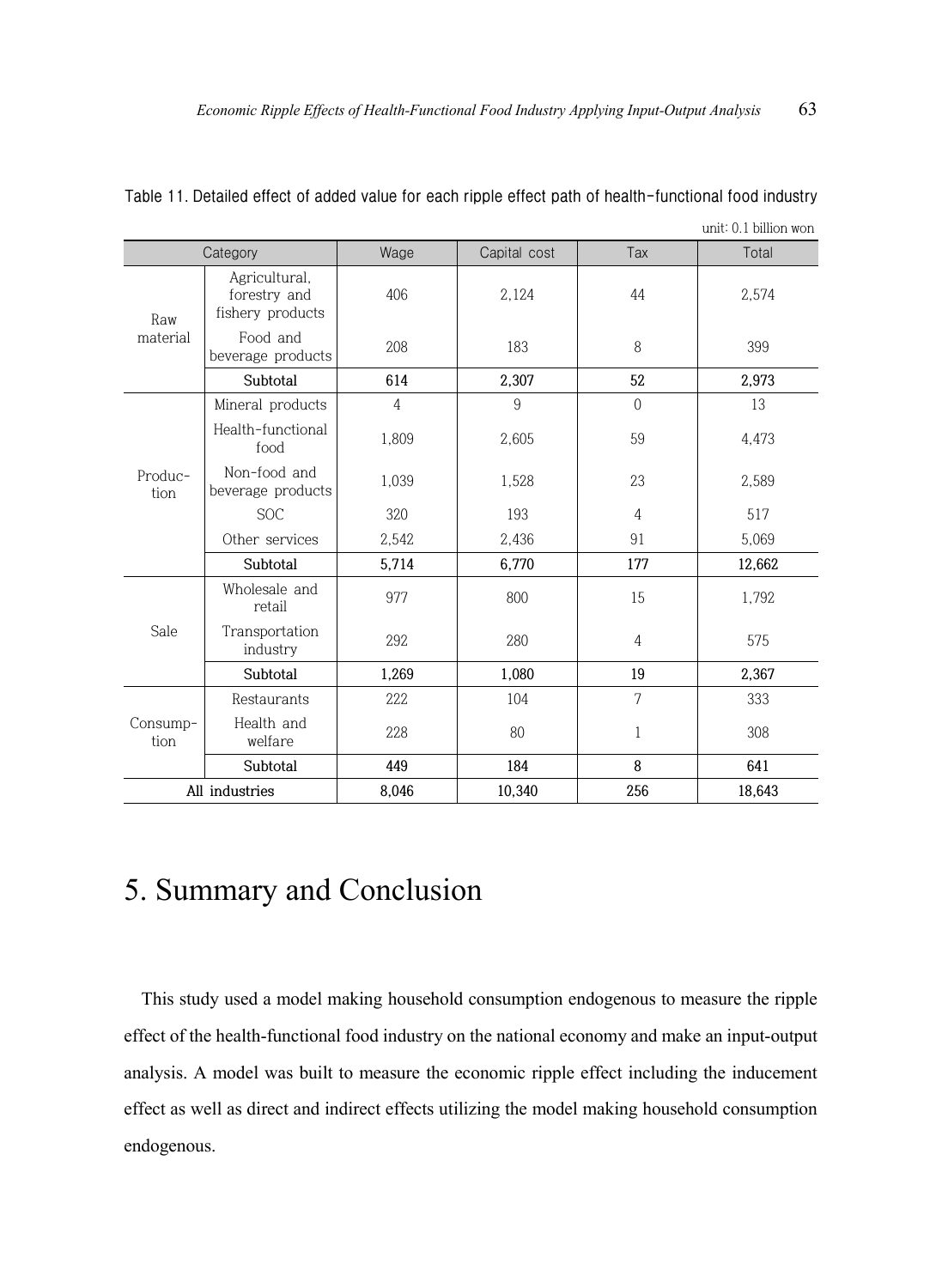Table 11. Detailed effect of added value for each ripple effect path of health-functional food industry

unit: 0.1 billion won

| Category | | Wage | Capital cost | Tax | Total |
|---|---|---|---|---|---|
| Raw material | Agricultural, forestry and fishery products | 406 | 2,124 | 44 | 2,574 |
| | Food and beverage products | 208 | 183 | 8 | 399 |
| | **Subtotal** | **614** | **2,307** | **52** | **2,973** |
| Produc-tion | Mineral products | 4 | 9 | 0 | 13 |
| | Health-functional food | 1,809 | 2,605 | 59 | 4,473 |
| | Non-food and beverage products | 1,039 | 1,528 | 23 | 2,589 |
| | SOC | 320 | 193 | 4 | 517 |
| | Other services | 2,542 | 2,436 | 91 | 5,069 |
| | **Subtotal** | **5,714** | **6,770** | **177** | **12,662** |
| Sale | Wholesale and retail | 977 | 800 | 15 | 1,792 |
| | Transportation industry | 292 | 280 | 4 | 575 |
| | **Subtotal** | **1,269** | **1,080** | **19** | **2,367** |
| Consump-tion | Restaurants | 222 | 104 | 7 | 333 |
| | Health and welfare | 228 | 80 | 1 | 308 |
| | **Subtotal** | **449** | **184** | **8** | **641** |
| All industries | | 8,046 | 10,340 | 256 | 18,643 |

# 5. Summary and Conclusion

This study used a model making household consumption endogenous to measure the ripple effect of the health-functional food industry on the national economy and make an input-output analysis. A model was built to measure the economic ripple effect including the inducement effect as well as direct and indirect effects utilizing the model making household consumption endogenous.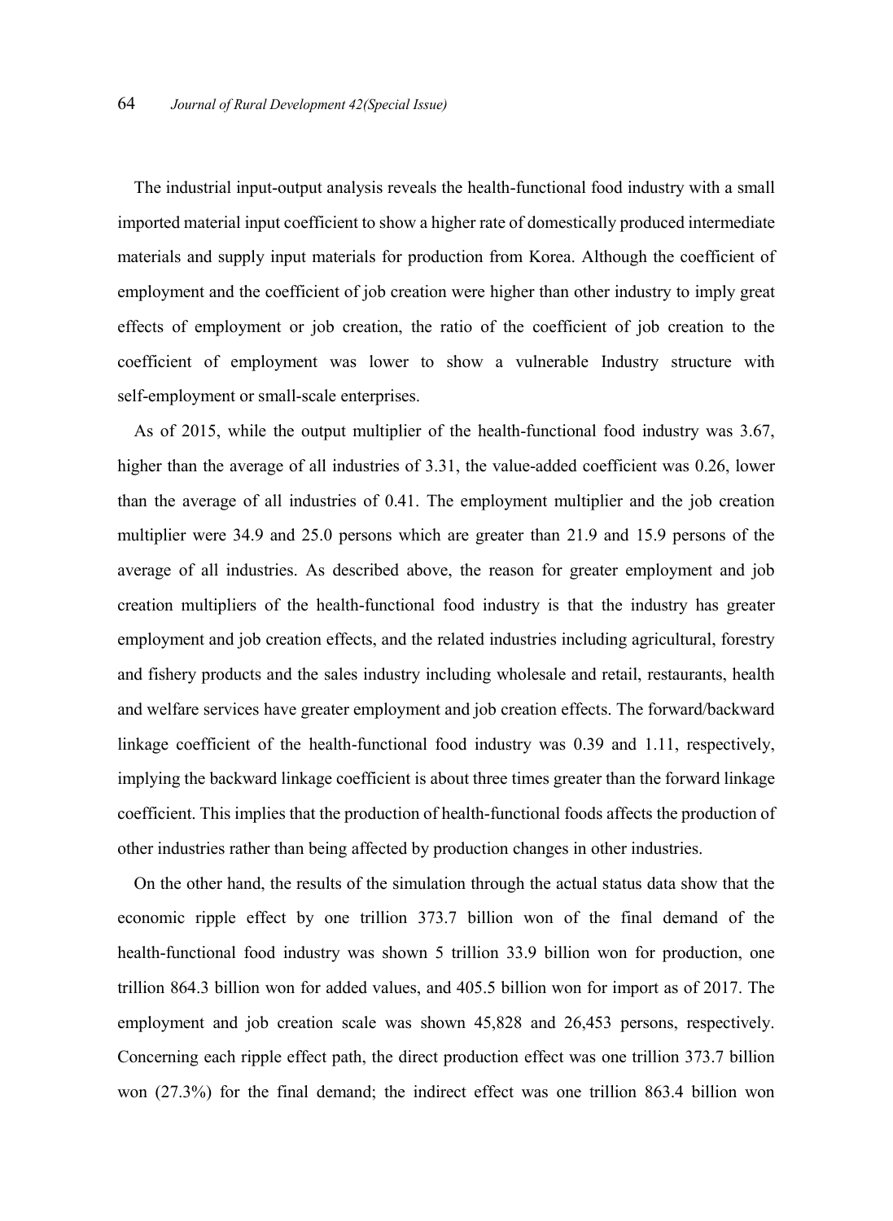The industrial input-output analysis reveals the health-functional food industry with a small imported material input coefficient to show a higher rate of domestically produced intermediate materials and supply input materials for production from Korea. Although the coefficient of employment and the coefficient of job creation were higher than other industry to imply great effects of employment or job creation, the ratio of the coefficient of job creation to the coefficient of employment was lower to show a vulnerable Industry structure with self-employment or small-scale enterprises.

As of 2015, while the output multiplier of the health-functional food industry was 3.67, higher than the average of all industries of 3.31, the value-added coefficient was 0.26, lower than the average of all industries of 0.41. The employment multiplier and the job creation multiplier were 34.9 and 25.0 persons which are greater than 21.9 and 15.9 persons of the average of all industries. As described above, the reason for greater employment and job creation multipliers of the health-functional food industry is that the industry has greater employment and job creation effects, and the related industries including agricultural, forestry and fishery products and the sales industry including wholesale and retail, restaurants, health and welfare services have greater employment and job creation effects. The forward/backward linkage coefficient of the health-functional food industry was 0.39 and 1.11, respectively, implying the backward linkage coefficient is about three times greater than the forward linkage coefficient. This implies that the production of health-functional foods affects the production of other industries rather than being affected by production changes in other industries.

On the other hand, the results of the simulation through the actual status data show that the economic ripple effect by one trillion 373.7 billion won of the final demand of the health-functional food industry was shown 5 trillion 33.9 billion won for production, one trillion 864.3 billion won for added values, and 405.5 billion won for import as of 2017. The employment and job creation scale was shown 45,828 and 26,453 persons, respectively. Concerning each ripple effect path, the direct production effect was one trillion 373.7 billion won (27.3%) for the final demand; the indirect effect was one trillion 863.4 billion won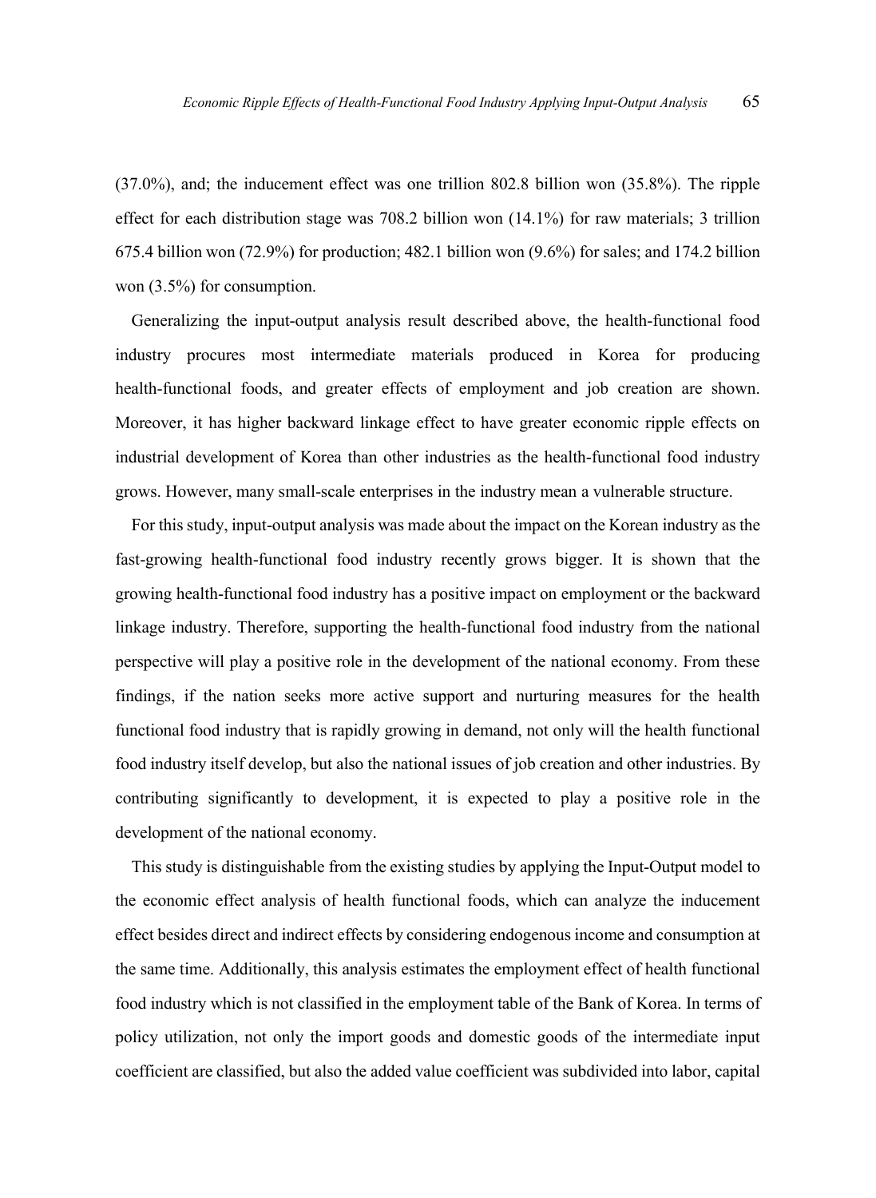(37.0%), and; the inducement effect was one trillion 802.8 billion won (35.8%). The ripple effect for each distribution stage was 708.2 billion won (14.1%) for raw materials; 3 trillion 675.4 billion won (72.9%) for production; 482.1 billion won (9.6%) for sales; and 174.2 billion won (3.5%) for consumption.

Generalizing the input-output analysis result described above, the health-functional food industry procures most intermediate materials produced in Korea for producing health-functional foods, and greater effects of employment and job creation are shown. Moreover, it has higher backward linkage effect to have greater economic ripple effects on industrial development of Korea than other industries as the health-functional food industry grows. However, many small-scale enterprises in the industry mean a vulnerable structure.

For this study, input-output analysis was made about the impact on the Korean industry as the fast-growing health-functional food industry recently grows bigger. It is shown that the growing health-functional food industry has a positive impact on employment or the backward linkage industry. Therefore, supporting the health-functional food industry from the national perspective will play a positive role in the development of the national economy. From these findings, if the nation seeks more active support and nurturing measures for the health functional food industry that is rapidly growing in demand, not only will the health functional food industry itself develop, but also the national issues of job creation and other industries. By contributing significantly to development, it is expected to play a positive role in the development of the national economy.

This study is distinguishable from the existing studies by applying the Input-Output model to the economic effect analysis of health functional foods, which can analyze the inducement effect besides direct and indirect effects by considering endogenous income and consumption at the same time. Additionally, this analysis estimates the employment effect of health functional food industry which is not classified in the employment table of the Bank of Korea. In terms of policy utilization, not only the import goods and domestic goods of the intermediate input coefficient are classified, but also the added value coefficient was subdivided into labor, capital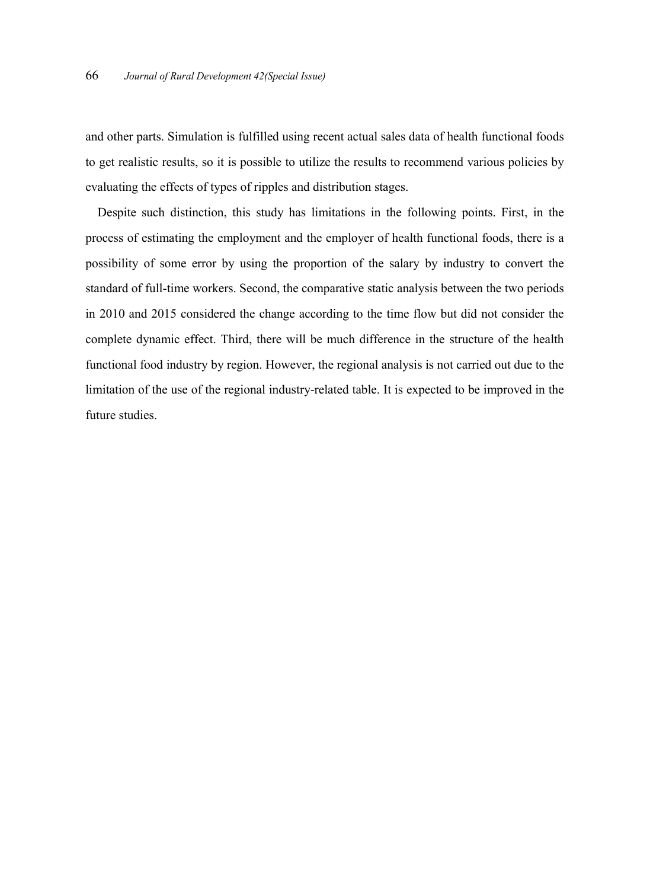and other parts. Simulation is fulfilled using recent actual sales data of health functional foods to get realistic results, so it is possible to utilize the results to recommend various policies by evaluating the effects of types of ripples and distribution stages.

Despite such distinction, this study has limitations in the following points. First, in the process of estimating the employment and the employer of health functional foods, there is a possibility of some error by using the proportion of the salary by industry to convert the standard of full-time workers. Second, the comparative static analysis between the two periods in 2010 and 2015 considered the change according to the time flow but did not consider the complete dynamic effect. Third, there will be much difference in the structure of the health functional food industry by region. However, the regional analysis is not carried out due to the limitation of the use of the regional industry-related table. It is expected to be improved in the future studies.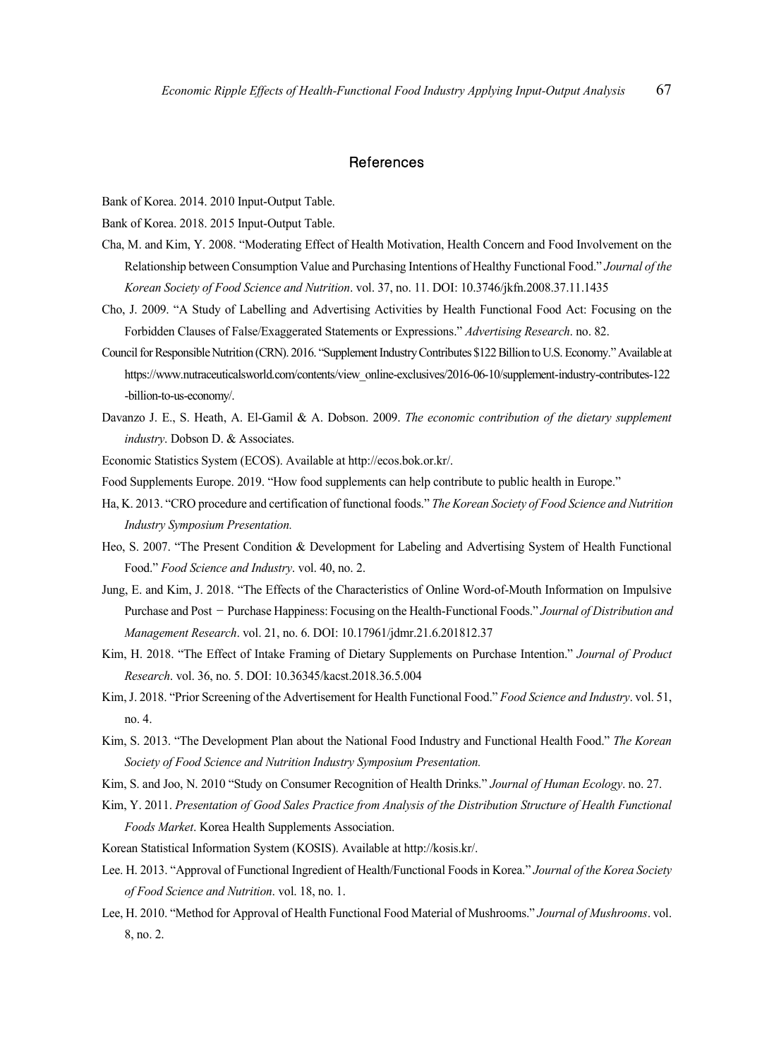## References

Bank of Korea. 2014. 2010 Input-Output Table.

Bank of Korea. 2018. 2015 Input-Output Table.

Cha, M. and Kim, Y. 2008. "Moderating Effect of Health Motivation, Health Concern and Food Involvement on the Relationship between Consumption Value and Purchasing Intentions of Healthy Functional Food." *Journal of the Korean Society of Food Science and Nutrition*. vol. 37, no. 11. DOI: 10.3746/jkfn.2008.37.11.1435

Cho, J. 2009. "A Study of Labelling and Advertising Activities by Health Functional Food Act: Focusing on the Forbidden Clauses of False/Exaggerated Statements or Expressions." *Advertising Research*. no. 82.

Council for Responsible Nutrition (CRN). 2016. "Supplement Industry Contributes $122 Billion to U.S. Economy." Available at https://www.nutraceuticalsworld.com/contents/view_online-exclusives/2016-06-10/supplement-industry-contributes-122-billion-to-us-economy/.

Davanzo J. E., S. Heath, A. El-Gamil & A. Dobson. 2009. *The economic contribution of the dietary supplement industry*. Dobson D. & Associates.

Economic Statistics System (ECOS). Available at http://ecos.bok.or.kr/.

Food Supplements Europe. 2019. "How food supplements can help contribute to public health in Europe."

Ha, K. 2013. "CRO procedure and certification of functional foods." *The Korean Society of Food Science and Nutrition Industry Symposium Presentation.*

Heo, S. 2007. "The Present Condition & Development for Labeling and Advertising System of Health Functional Food." *Food Science and Industry*. vol. 40, no. 2.

Jung, E. and Kim, J. 2018. "The Effects of the Characteristics of Online Word-of-Mouth Information on Impulsive Purchase and Post − Purchase Happiness: Focusing on the Health-Functional Foods." *Journal of Distribution and Management Research*. vol. 21, no. 6. DOI: 10.17961/jdmr.21.6.201812.37

Kim, H. 2018. "The Effect of Intake Framing of Dietary Supplements on Purchase Intention." *Journal of Product Research*. vol. 36, no. 5. DOI: 10.36345/kacst.2018.36.5.004

Kim, J. 2018. "Prior Screening of the Advertisement for Health Functional Food." *Food Science and Industry*. vol. 51, no. 4.

Kim, S. 2013. "The Development Plan about the National Food Industry and Functional Health Food." *The Korean Society of Food Science and Nutrition Industry Symposium Presentation.*

Kim, S. and Joo, N. 2010 "Study on Consumer Recognition of Health Drinks." *Journal of Human Ecology*. no. 27.

Kim, Y. 2011. *Presentation of Good Sales Practice from Analysis of the Distribution Structure of Health Functional Foods Market*. Korea Health Supplements Association.

Korean Statistical Information System (KOSIS). Available at http://kosis.kr/.

Lee. H. 2013. "Approval of Functional Ingredient of Health/Functional Foods in Korea." *Journal of the Korea Society of Food Science and Nutrition*. vol. 18, no. 1.

Lee, H. 2010. "Method for Approval of Health Functional Food Material of Mushrooms." *Journal of Mushrooms*. vol. 8, no. 2.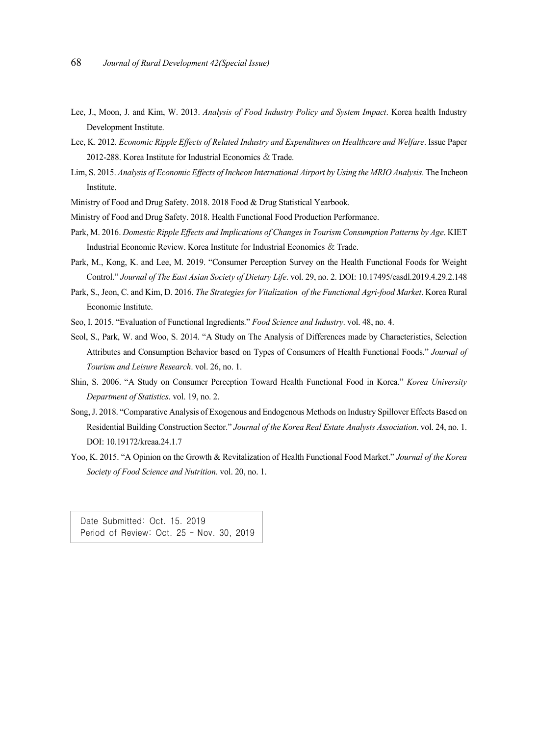Lee, J., Moon, J. and Kim, W. 2013. *Analysis of Food Industry Policy and System Impact*. Korea health Industry Development Institute.

Lee, K. 2012. *Economic Ripple Effects of Related Industry and Expenditures on Healthcare and Welfare*. Issue Paper 2012-288. Korea Institute for Industrial Economics & Trade.

Lim, S. 2015. *Analysis of Economic Effects of Incheon International Airport by Using the MRIO Analysis*. The Incheon Institute.

Ministry of Food and Drug Safety. 2018. 2018 Food & Drug Statistical Yearbook.

Ministry of Food and Drug Safety. 2018. Health Functional Food Production Performance.

Park, M. 2016. *Domestic Ripple Effects and Implications of Changes in Tourism Consumption Patterns by Age*. KIET Industrial Economic Review. Korea Institute for Industrial Economics & Trade.

Park, M., Kong, K. and Lee, M. 2019. "Consumer Perception Survey on the Health Functional Foods for Weight Control." *Journal of The East Asian Society of Dietary Life*. vol. 29, no. 2. DOI: 10.17495/easdl.2019.4.29.2.148

Park, S., Jeon, C. and Kim, D. 2016. *The Strategies for Vitalization of the Functional Agri-food Market*. Korea Rural Economic Institute.

Seo, I. 2015. "Evaluation of Functional Ingredients." *Food Science and Industry*. vol. 48, no. 4.

Seol, S., Park, W. and Woo, S. 2014. "A Study on The Analysis of Differences made by Characteristics, Selection Attributes and Consumption Behavior based on Types of Consumers of Health Functional Foods." *Journal of Tourism and Leisure Research*. vol. 26, no. 1.

Shin, S. 2006. "A Study on Consumer Perception Toward Health Functional Food in Korea." *Korea University Department of Statistics*. vol. 19, no. 2.

Song, J. 2018. "Comparative Analysis of Exogenous and Endogenous Methods on Industry Spillover Effects Based on Residential Building Construction Sector." *Journal of the Korea Real Estate Analysts Association*. vol. 24, no. 1. DOI: 10.19172/kreaa.24.1.7

Yoo, K. 2015. "A Opinion on the Growth & Revitalization of Health Functional Food Market." *Journal of the Korea Society of Food Science and Nutrition*. vol. 20, no. 1.

Date Submitted: Oct. 15. 2019
Period of Review: Oct. 25 - Nov. 30, 2019